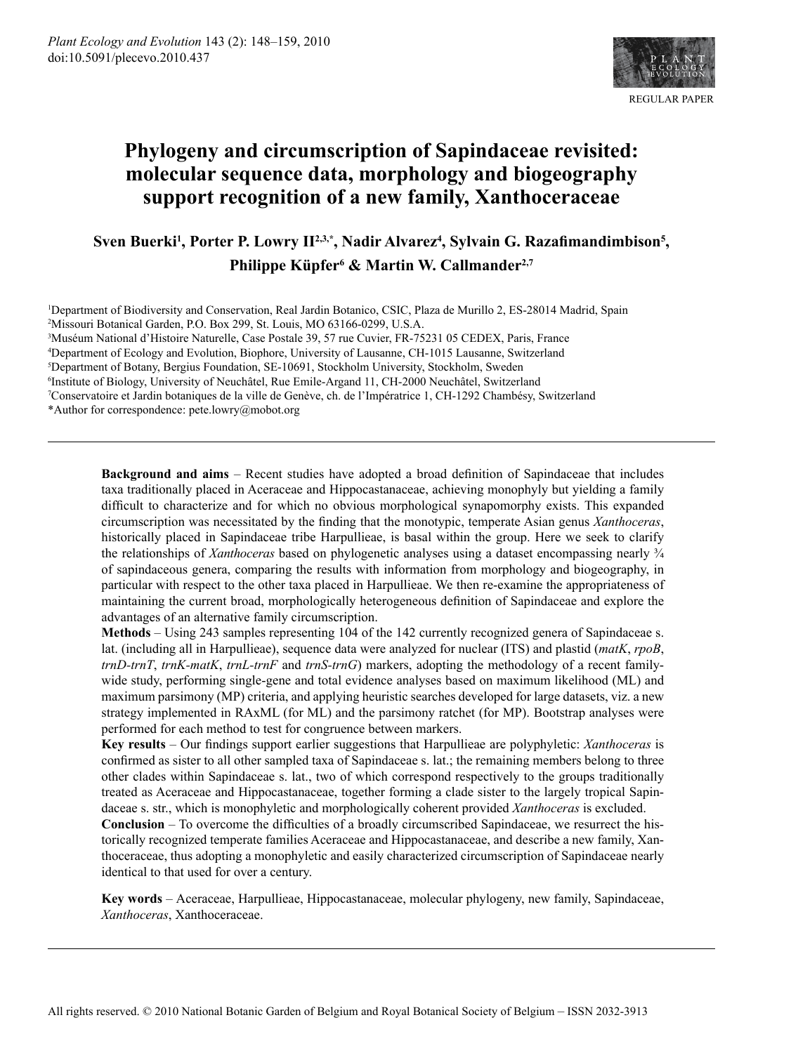REGULAR PAPER

# Phylogeny and circumscription of Sapindaceae revisited: molecular sequence data, morphology and biogeography support recognition of a new family, Xanthoceraceae

**Sven Buerki[1], Porter P. Lowry II[2,3,*], Nadir Alvarez[4], Sylvain G. Razafimandimbison[5], Philippe Küpfer[6] & Martin W. Callmander[2,7]**

[1]Department of Biodiversity and Conservation, Real Jardin Botanico, CSIC, Plaza de Murillo 2, ES-28014 Madrid, Spain
[2]Missouri Botanical Garden, P.O. Box 299, St. Louis, MO 63166-0299, U.S.A.
[3]Muséum National d'Histoire Naturelle, Case Postale 39, 57 rue Cuvier, FR-75231 05 CEDEX, Paris, France
[4]Department of Ecology and Evolution, Biophore, University of Lausanne, CH-1015 Lausanne, Switzerland
[5]Department of Botany, Bergius Foundation, SE-10691, Stockholm University, Stockholm, Sweden
[6]Institute of Biology, University of Neuchâtel, Rue Emile-Argand 11, CH-2000 Neuchâtel, Switzerland
[7]Conservatoire et Jardin botaniques de la ville de Genève, ch. de l'Impératrice 1, CH-1292 Chambésy, Switzerland
*Author for correspondence: pete.lowry@mobot.org

---

**Background and aims** – Recent studies have adopted a broad definition of Sapindaceae that includes taxa traditionally placed in Aceraceae and Hippocastanaceae, achieving monophyly but yielding a family difficult to characterize and for which no obvious morphological synapomorphy exists. This expanded circumscription was necessitated by the finding that the monotypic, temperate Asian genus *Xanthoceras*, historically placed in Sapindaceae tribe Harpullieae, is basal within the group. Here we seek to clarify the relationships of *Xanthoceras* based on phylogenetic analyses using a dataset encompassing nearly ¾ of sapindaceous genera, comparing the results with information from morphology and biogeography, in particular with respect to the other taxa placed in Harpullieae. We then re-examine the appropriateness of maintaining the current broad, morphologically heterogeneous definition of Sapindaceae and explore the advantages of an alternative family circumscription.

**Methods** – Using 243 samples representing 104 of the 142 currently recognized genera of Sapindaceae s. lat. (including all in Harpullieae), sequence data were analyzed for nuclear (ITS) and plastid (*matK*, *rpoB*, *trnD-trnT*, *trnK-matK*, *trnL-trnF* and *trnS-trnG*) markers, adopting the methodology of a recent family-wide study, performing single-gene and total evidence analyses based on maximum likelihood (ML) and maximum parsimony (MP) criteria, and applying heuristic searches developed for large datasets, viz. a new strategy implemented in RAxML (for ML) and the parsimony ratchet (for MP). Bootstrap analyses were performed for each method to test for congruence between markers.

**Key results** – Our findings support earlier suggestions that Harpullieae are polyphyletic: *Xanthoceras* is confirmed as sister to all other sampled taxa of Sapindaceae s. lat.; the remaining members belong to three other clades within Sapindaceae s. lat., two of which correspond respectively to the groups traditionally treated as Aceraceae and Hippocastanaceae, together forming a clade sister to the largely tropical Sapindaceae s. str., which is monophyletic and morphologically coherent provided *Xanthoceras* is excluded.

**Conclusion** – To overcome the difficulties of a broadly circumscribed Sapindaceae, we resurrect the historically recognized temperate families Aceraceae and Hippocastanaceae, and describe a new family, Xanthoceraceae, thus adopting a monophyletic and easily characterized circumscription of Sapindaceae nearly identical to that used for over a century.

**Key words** – Aceraceae, Harpullieae, Hippocastanaceae, molecular phylogeny, new family, Sapindaceae, *Xanthoceras*, Xanthoceraceae.

---

All rights reserved. © 2010 National Botanic Garden of Belgium and Royal Botanical Society of Belgium – ISSN 2032-3913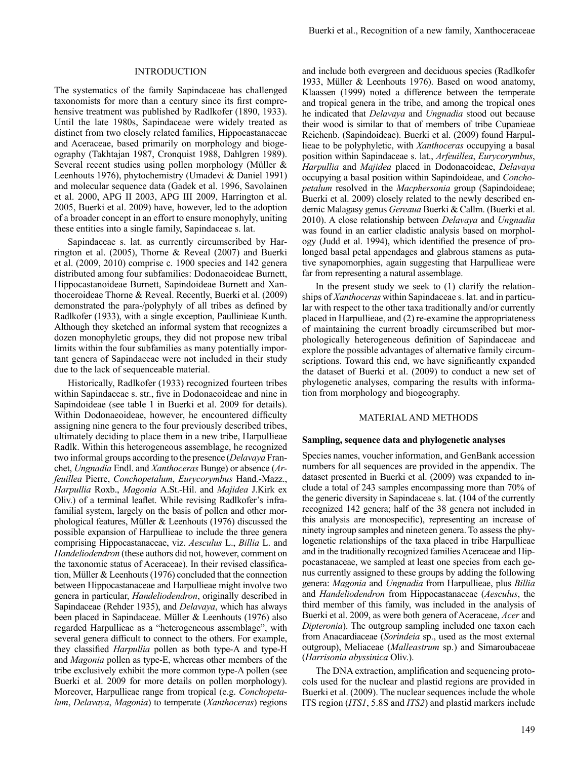## INTRODUCTION

The systematics of the family Sapindaceae has challenged taxonomists for more than a century since its first comprehensive treatment was published by Radlkofer (1890, 1933). Until the late 1980s, Sapindaceae were widely treated as distinct from two closely related families, Hippocastanaceae and Aceraceae, based primarily on morphology and biogeography (Takhtajan 1987, Cronquist 1988, Dahlgren 1989). Several recent studies using pollen morphology (Müller & Leenhouts 1976), phytochemistry (Umadevi & Daniel 1991) and molecular sequence data (Gadek et al. 1996, Savolainen et al. 2000, APG II 2003, APG III 2009, Harrington et al. 2005, Buerki et al. 2009) have, however, led to the adoption of a broader concept in an effort to ensure monophyly, uniting these entities into a single family, Sapindaceae s. lat.

Sapindaceae s. lat. as currently circumscribed by Harrington et al. (2005), Thorne & Reveal (2007) and Buerki et al. (2009, 2010) comprise c. 1900 species and 142 genera distributed among four subfamilies: Dodonaeoideae Burnett, Hippocastanoideae Burnett, Sapindoideae Burnett and Xanthoceroideae Thorne & Reveal. Recently, Buerki et al. (2009) demonstrated the para-/polyphyly of all tribes as defined by Radlkofer (1933), with a single exception, Paullinieae Kunth. Although they sketched an informal system that recognizes a dozen monophyletic groups, they did not propose new tribal limits within the four subfamilies as many potentially important genera of Sapindaceae were not included in their study due to the lack of sequenceable material.

Historically, Radlkofer (1933) recognized fourteen tribes within Sapindaceae s. str., five in Dodonaeoideae and nine in Sapindoideae (see table 1 in Buerki et al. 2009 for details). Within Dodonaeoideae, however, he encountered difficulty assigning nine genera to the four previously described tribes, ultimately deciding to place them in a new tribe, Harpullieae Radlk. Within this heterogeneous assemblage, he recognized two informal groups according to the presence (*Delavaya* Franchet, *Ungnadia* Endl. and *Xanthoceras* Bunge) or absence (*Arfeuillea* Pierre, *Conchopetalum*, *Eurycorymbus* Hand.-Mazz., *Harpullia* Roxb., *Magonia* A.St.-Hil. and *Majidea* J.Kirk ex Oliv.) of a terminal leaflet. While revising Radlkofer's infrafamilial system, largely on the basis of pollen and other morphological features, Müller & Leenhouts (1976) discussed the possible expansion of Harpullieae to include the three genera comprising Hippocastanaceae, viz. *Aesculus* L., *Billia* L. and *Handeliodendron* (these authors did not, however, comment on the taxonomic status of Aceraceae). In their revised classification, Müller & Leenhouts (1976) concluded that the connection between Hippocastanaceae and Harpullieae might involve two genera in particular, *Handeliodendron*, originally described in Sapindaceae (Rehder 1935), and *Delavaya*, which has always been placed in Sapindaceae. Müller & Leenhouts (1976) also regarded Harpullieae as a "heterogeneous assemblage", with several genera difficult to connect to the others. For example, they classified *Harpullia* pollen as both type-A and type-H and *Magonia* pollen as type-E, whereas other members of the tribe exclusively exhibit the more common type-A pollen (see Buerki et al. 2009 for more details on pollen morphology). Moreover, Harpullieae range from tropical (e.g. *Conchopetalum*, *Delavaya*, *Magonia*) to temperate (*Xanthoceras*) regions and include both evergreen and deciduous species (Radlkofer 1933, Müller & Leenhouts 1976). Based on wood anatomy, Klaassen (1999) noted a difference between the temperate and tropical genera in the tribe, and among the tropical ones he indicated that *Delavaya* and *Ungnadia* stood out because their wood is similar to that of members of tribe Cupanieae Reichenb. (Sapindoideae). Buerki et al. (2009) found Harpullieae to be polyphyletic, with *Xanthoceras* occupying a basal position within Sapindaceae s. lat., *Arfeuillea*, *Eurycorymbus*, *Harpullia* and *Majidea* placed in Dodonaeoideae, *Delavaya* occupying a basal position within Sapindoideae, and *Conchopetalum* resolved in the *Macphersonia* group (Sapindoideae; Buerki et al. 2009) closely related to the newly described endemic Malagasy genus *Gereaua* Buerki & Callm. (Buerki et al. 2010). A close relationship between *Delavaya* and *Ungnadia* was found in an earlier cladistic analysis based on morphology (Judd et al. 1994), which identified the presence of prolonged basal petal appendages and glabrous stamens as putative synapomorphies, again suggesting that Harpullieae were far from representing a natural assemblage.

In the present study we seek to (1) clarify the relationships of *Xanthoceras* within Sapindaceae s. lat. and in particular with respect to the other taxa traditionally and/or currently placed in Harpullieae, and (2) re-examine the appropriateness of maintaining the current broadly circumscribed but morphologically heterogeneous definition of Sapindaceae and explore the possible advantages of alternative family circumscriptions. Toward this end, we have significantly expanded the dataset of Buerki et al. (2009) to conduct a new set of phylogenetic analyses, comparing the results with information from morphology and biogeography.

## MATERIAL AND METHODS

### Sampling, sequence data and phylogenetic analyses

Species names, voucher information, and GenBank accession numbers for all sequences are provided in the appendix. The dataset presented in Buerki et al. (2009) was expanded to include a total of 243 samples encompassing more than 70% of the generic diversity in Sapindaceae s. lat. (104 of the currently recognized 142 genera; half of the 38 genera not included in this analysis are monospecific), representing an increase of ninety ingroup samples and nineteen genera. To assess the phylogenetic relationships of the taxa placed in tribe Harpullieae and in the traditionally recognized families Aceraceae and Hippocastanaceae, we sampled at least one species from each genus currently assigned to these groups by adding the following genera: *Magonia* and *Ungnadia* from Harpullieae, plus *Billia* and *Handeliodendron* from Hippocastanaceae (*Aesculus*, the third member of this family, was included in the analysis of Buerki et al. 2009, as were both genera of Aceraceae, *Acer* and *Dipteronia*). The outgroup sampling included one taxon each from Anacardiaceae (*Sorindeia* sp., used as the most external outgroup), Meliaceae (*Malleastrum* sp.) and Simaroubaceae (*Harrisonia abyssinica* Oliv.).

The DNA extraction, amplification and sequencing protocols used for the nuclear and plastid regions are provided in Buerki et al. (2009). The nuclear sequences include the whole ITS region (*ITS1*, 5.8S and *ITS2*) and plastid markers include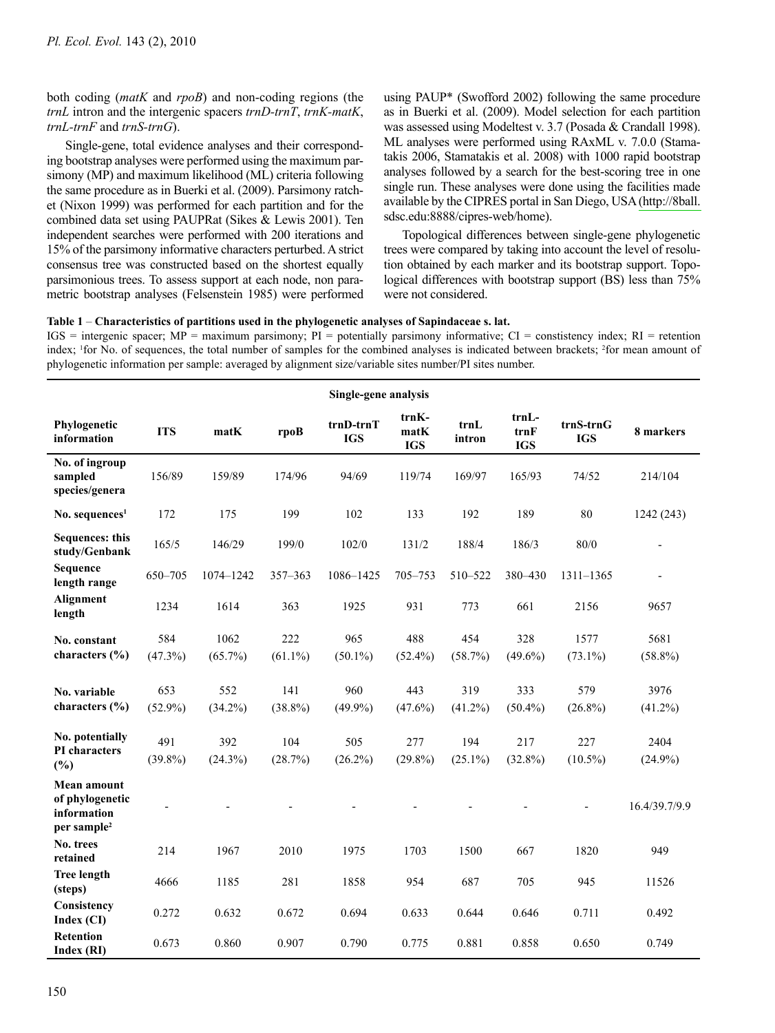both coding (*matK* and *rpoB*) and non-coding regions (the *trnL* intron and the intergenic spacers *trnD-trnT*, *trnK-matK*, *trnL-trnF* and *trnS-trnG*).

Single-gene, total evidence analyses and their corresponding bootstrap analyses were performed using the maximum parsimony (MP) and maximum likelihood (ML) criteria following the same procedure as in Buerki et al. (2009). Parsimony ratchet (Nixon 1999) was performed for each partition and for the combined data set using PAUPRat (Sikes & Lewis 2001). Ten independent searches were performed with 200 iterations and 15% of the parsimony informative characters perturbed. A strict consensus tree was constructed based on the shortest equally parsimonious trees. To assess support at each node, non parametric bootstrap analyses (Felsenstein 1985) were performed using PAUP* (Swofford 2002) following the same procedure as in Buerki et al. (2009). Model selection for each partition was assessed using Modeltest v. 3.7 (Posada & Crandall 1998). ML analyses were performed using RAxML v. 7.0.0 (Stamatakis 2006, Stamatakis et al. 2008) with 1000 rapid bootstrap analyses followed by a search for the best-scoring tree in one single run. These analyses were done using the facilities made available by the CIPRES portal in San Diego, USA (http://8ball.sdsc.edu:8888/cipres-web/home).

Topological differences between single-gene phylogenetic trees were compared by taking into account the level of resolution obtained by each marker and its bootstrap support. Topological differences with bootstrap support (BS) less than 75% were not considered.

**Table 1** – **Characteristics of partitions used in the phylogenetic analyses of Sapindaceae s. lat.**
IGS = intergenic spacer; MP = maximum parsimony; PI = potentially parsimony informative; CI = constistency index; RI = retention index; [1]for No. of sequences, the total number of samples for the combined analyses is indicated between brackets; [2]for mean amount of phylogenetic information per sample: averaged by alignment size/variable sites number/PI sites number.

| | Single-gene analysis | | | | | | | | |
|---|---|---|---|---|---|---|---|---|---|
| **Phylogenetic information** | **ITS** | **matK** | **rpoB** | **trnD-trnT IGS** | **trnK-matK IGS** | **trnL intron** | **trnL-trnF IGS** | **trnS-trnG IGS** | **8 markers** |
| **No. of ingroup sampled species/genera** | 156/89 | 159/89 | 174/96 | 94/69 | 119/74 | 169/97 | 165/93 | 74/52 | 214/104 |
| **No. sequences[1]** | 172 | 175 | 199 | 102 | 133 | 192 | 189 | 80 | 1242 (243) |
| **Sequences: this study/Genbank** | 165/5 | 146/29 | 199/0 | 102/0 | 131/2 | 188/4 | 186/3 | 80/0 | - |
| **Sequence length range** | 650–705 | 1074–1242 | 357–363 | 1086–1425 | 705–753 | 510–522 | 380–430 | 1311–1365 | - |
| **Alignment length** | 1234 | 1614 | 363 | 1925 | 931 | 773 | 661 | 2156 | 9657 |
| **No. constant characters (%)** | 584 (47.3%) | 1062 (65.7%) | 222 (61.1%) | 965 (50.1%) | 488 (52.4%) | 454 (58.7%) | 328 (49.6%) | 1577 (73.1%) | 5681 (58.8%) |
| **No. variable characters (%)** | 653 (52.9%) | 552 (34.2%) | 141 (38.8%) | 960 (49.9%) | 443 (47.6%) | 319 (41.2%) | 333 (50.4%) | 579 (26.8%) | 3976 (41.2%) |
| **No. potentially PI characters (%)** | 491 (39.8%) | 392 (24.3%) | 104 (28.7%) | 505 (26.2%) | 277 (29.8%) | 194 (25.1%) | 217 (32.8%) | 227 (10.5%) | 2404 (24.9%) |
| **Mean amount of phylogenetic information per sample[2]** | - | - | - | - | - | - | - | - | 16.4/39.7/9.9 |
| **No. trees retained** | 214 | 1967 | 2010 | 1975 | 1703 | 1500 | 667 | 1820 | 949 |
| **Tree length (steps)** | 4666 | 1185 | 281 | 1858 | 954 | 687 | 705 | 945 | 11526 |
| **Consistency Index (CI)** | 0.272 | 0.632 | 0.672 | 0.694 | 0.633 | 0.644 | 0.646 | 0.711 | 0.492 |
| **Retention Index (RI)** | 0.673 | 0.860 | 0.907 | 0.790 | 0.775 | 0.881 | 0.858 | 0.650 | 0.749 |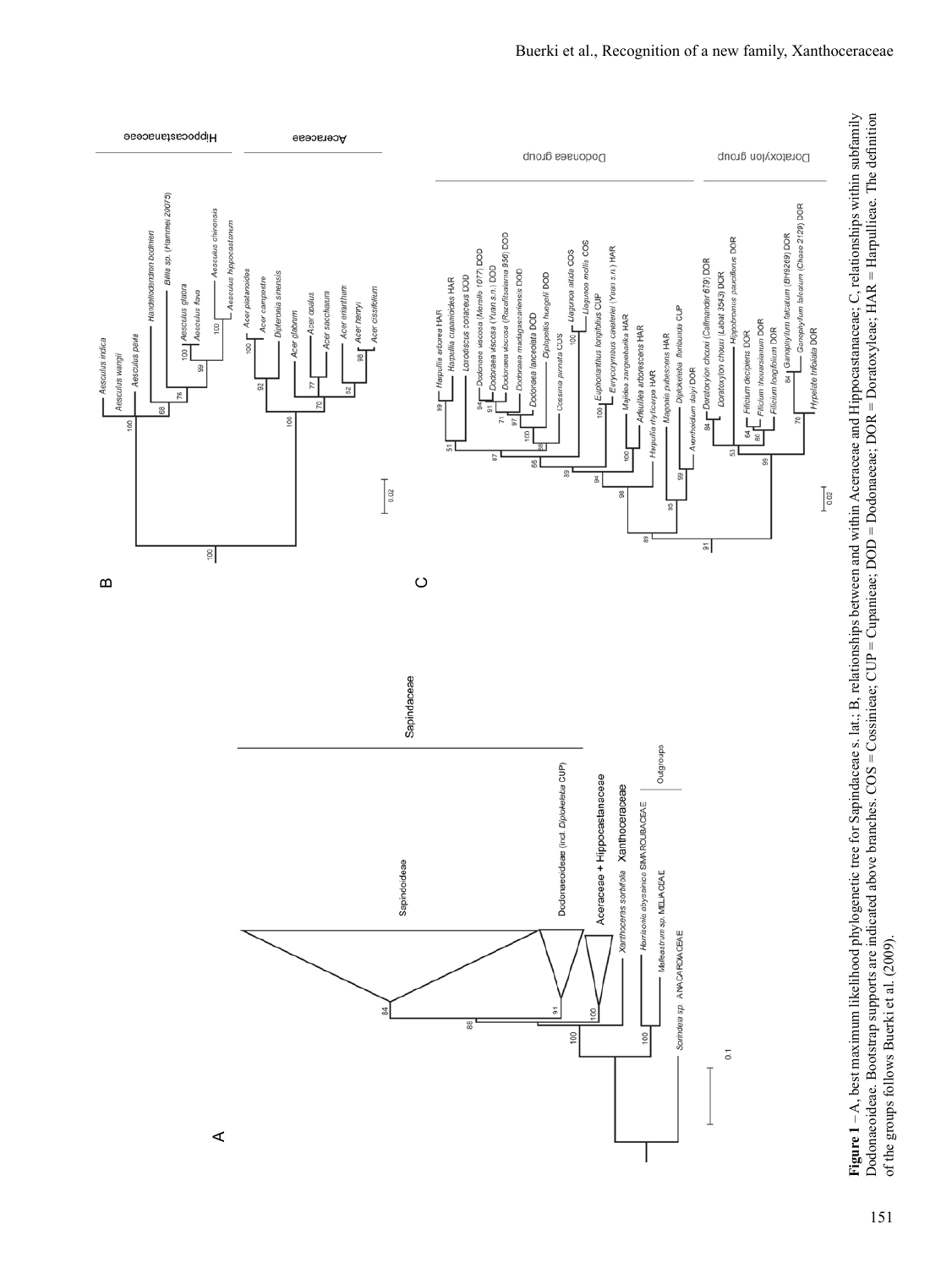A

Sapindaceae

Sapindoideae

84

Dodonaeoideae (incl. *Diplokeleba* CUP)

91

88

Aceraceae + Hippocastanaceae

100

100

*Xanthoceras sorbifolia* Xanthoceraceae

*Harrisonia abyssinica* SIMAROUBACEAE

100

*Melliestrum* sp. MELIACEAE

Outgroups

*Sorindeia* sp. ANACARDIACEAE

0.1

B

Hippocastanaceae

*Aesculus indica*

*Aesculus wangii*

100

*Aesculus pavia*

*Handeliodendron bodinieri*

68

*Billia* sp. (*Hammel 20075*)

76

*Aesculus glabra*

100

*Aesculus flava*

99

*Aesculus chinensis*

100

*Aesculus hippocastanum*

100

Aceraceae

*Acer platanoides*

100

*Acer campestre*

92

*Dipteronia sinensis*

*Acer glabrum*

100

*Acer opalus*

77

*Acer saccharum*

70

*Acer erianthum*

92

*Acer henryi*

98

*Acer cissifolium*

0.02

C

Dodonaea group

99 *Harpullia arborea* HAR

*Harpullia cupanioides* HAR

51

*Loxodiscus coriaceus* DOD

94 *Dodonaea viscosa* (*Merello 1077*) DOD

91 *Dodonaea viscosa* (*Yuan s.n.*) DOD

71 *Dodonaea viscosa* (*Razafitsalama 956*) DOD

97 *Dodonaea madagascariensis* DOD

87

100 *Dodonaea lanceolata* DOD

88 *Diplopeltis huegelii* DOD

66

*Cossinia pinnata* COS

100 *Llagunoa nitida* COS

*Llagunoa mollis* COS

89

100 *Euphorianthus longifolius* CUP

*Eurycorymbus cavaleriei* (*Yuan s.n.*) HAR

94

*Majidea zanguebarica* HAR

100 *Arfeuillea arborescens* HAR

98

*Harpullia rhyticarpa* HAR

*Magonia pubescens* HAR

95

99 *Diplokeleba floribunda* CUP

*Averrhoidium dalyi* DOR

89

Doratoxylon group

84 *Doratoxylon chouxi* (*Callmander 679*) DOR

*Doratoxylon chouxi* (*Labat 3543*) DOR

53 *Hypelate* *pauciflorus* DOR

64 *Filicium decipiens* DOR

80 *Filicium thouarsianum* DOR

*Filicium longifolium* DOR

99

84 *Ganophyllum falcatum* (*BH9269*) DOR

*Ganophyllum falcatum* (*Chase 2129*) DOR

70 *Hypelate trifoliata* DOR

91

0.02

**Figure 1** – A, best maximum likelihood phylogenetic tree for Sapindaceae s. lat.; B, relationships between and within Aceraceae and Hippocastanaceae; C, relationships within subfamily Dodonaeoideae. Bootstrap supports are indicated above branches. COS = Cossinieae; CUP = Cupanieae; DOD = Dodonaeeae; DOR = Doratoxyleae; HAR = Harpullieae. The definition of the groups follows Buerki et al. (2009).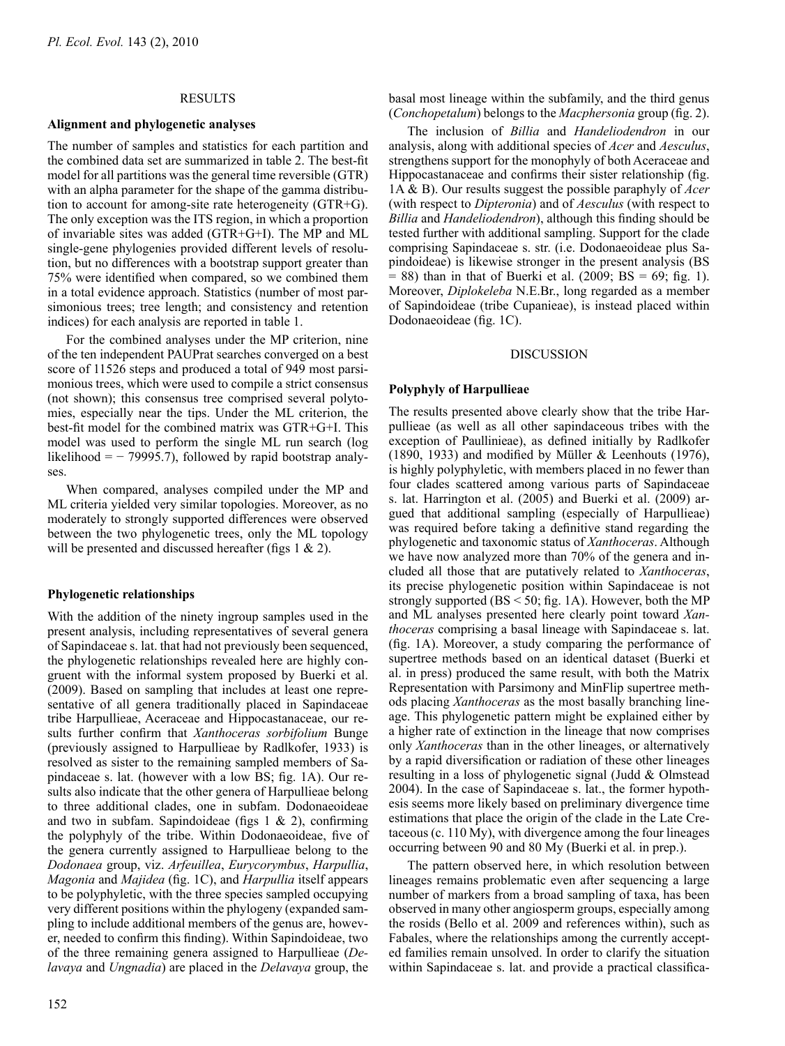## RESULTS

### Alignment and phylogenetic analyses

The number of samples and statistics for each partition and the combined data set are summarized in table 2. The best-fit model for all partitions was the general time reversible (GTR) with an alpha parameter for the shape of the gamma distribution to account for among-site rate heterogeneity (GTR+G). The only exception was the ITS region, in which a proportion of invariable sites was added (GTR+G+I). The MP and ML single-gene phylogenies provided different levels of resolution, but no differences with a bootstrap support greater than 75% were identified when compared, so we combined them in a total evidence approach. Statistics (number of most parsimonious trees; tree length; and consistency and retention indices) for each analysis are reported in table 1.

For the combined analyses under the MP criterion, nine of the ten independent PAUPrat searches converged on a best score of 11526 steps and produced a total of 949 most parsimonious trees, which were used to compile a strict consensus (not shown); this consensus tree comprised several polytomies, especially near the tips. Under the ML criterion, the best-fit model for the combined matrix was GTR+G+I. This model was used to perform the single ML run search (log likelihood = − 79995.7), followed by rapid bootstrap analyses.

When compared, analyses compiled under the MP and ML criteria yielded very similar topologies. Moreover, as no moderately to strongly supported differences were observed between the two phylogenetic trees, only the ML topology will be presented and discussed hereafter (figs 1 & 2).

### Phylogenetic relationships

With the addition of the ninety ingroup samples used in the present analysis, including representatives of several genera of Sapindaceae s. lat. that had not previously been sequenced, the phylogenetic relationships revealed here are highly congruent with the informal system proposed by Buerki et al. (2009). Based on sampling that includes at least one representative of all genera traditionally placed in Sapindaceae tribe Harpullieae, Aceraceae and Hippocastanaceae, our results further confirm that *Xanthoceras sorbifolium* Bunge (previously assigned to Harpullieae by Radlkofer, 1933) is resolved as sister to the remaining sampled members of Sapindaceae s. lat. (however with a low BS; fig. 1A). Our results also indicate that the other genera of Harpullieae belong to three additional clades, one in subfam. Dodonaeoideae and two in subfam. Sapindoideae (figs 1 & 2), confirming the polyphyly of the tribe. Within Dodonaeoideae, five of the genera currently assigned to Harpullieae belong to the *Dodonaea* group, viz. *Arfeuillea*, *Eurycorymbus*, *Harpullia*, *Magonia* and *Majidea* (fig. 1C), and *Harpullia* itself appears to be polyphyletic, with the three species sampled occupying very different positions within the phylogeny (expanded sampling to include additional members of the genus are, however, needed to confirm this finding). Within Sapindoideae, two of the three remaining genera assigned to Harpullieae (*Delavaya* and *Ungnadia*) are placed in the *Delavaya* group, the basal most lineage within the subfamily, and the third genus (*Conchopetalum*) belongs to the *Macphersonia* group (fig. 2).

The inclusion of *Billia* and *Handeliodendron* in our analysis, along with additional species of *Acer* and *Aesculus*, strengthens support for the monophyly of both Aceraceae and Hippocastanaceae and confirms their sister relationship (fig. 1A & B). Our results suggest the possible paraphyly of *Acer* (with respect to *Dipteronia*) and of *Aesculus* (with respect to *Billia* and *Handeliodendron*), although this finding should be tested further with additional sampling. Support for the clade comprising Sapindaceae s. str. (i.e. Dodonaeoideae plus Sapindoideae) is likewise stronger in the present analysis (BS = 88) than in that of Buerki et al. (2009; BS = 69; fig. 1). Moreover, *Diplokeleba* N.E.Br., long regarded as a member of Sapindoideae (tribe Cupanieae), is instead placed within Dodonaeoideae (fig. 1C).

## DISCUSSION

### Polyphyly of Harpullieae

The results presented above clearly show that the tribe Harpullieae (as well as all other sapindaceous tribes with the exception of Paullinieae), as defined initially by Radlkofer (1890, 1933) and modified by Müller & Leenhouts (1976), is highly polyphyletic, with members placed in no fewer than four clades scattered among various parts of Sapindaceae s. lat. Harrington et al. (2005) and Buerki et al. (2009) argued that additional sampling (especially of Harpullieae) was required before taking a definitive stand regarding the phylogenetic and taxonomic status of *Xanthoceras*. Although we have now analyzed more than 70% of the genera and included all those that are putatively related to *Xanthoceras*, its precise phylogenetic position within Sapindaceae is not strongly supported (BS < 50; fig. 1A). However, both the MP and ML analyses presented here clearly point toward *Xanthoceras* comprising a basal lineage with Sapindaceae s. lat. (fig. 1A). Moreover, a study comparing the performance of supertree methods based on an identical dataset (Buerki et al. in press) produced the same result, with both the Matrix Representation with Parsimony and MinFlip supertree methods placing *Xanthoceras* as the most basally branching lineage. This phylogenetic pattern might be explained either by a higher rate of extinction in the lineage that now comprises only *Xanthoceras* than in the other lineages, or alternatively by a rapid diversification or radiation of these other lineages resulting in a loss of phylogenetic signal (Judd & Olmstead 2004). In the case of Sapindaceae s. lat., the former hypothesis seems more likely based on preliminary divergence time estimations that place the origin of the clade in the Late Cretaceous (c. 110 My), with divergence among the four lineages occurring between 90 and 80 My (Buerki et al. in prep.).

The pattern observed here, in which resolution between lineages remains problematic even after sequencing a large number of markers from a broad sampling of taxa, has been observed in many other angiosperm groups, especially among the rosids (Bello et al. 2009 and references within), such as Fabales, where the relationships among the currently accepted families remain unsolved. In order to clarify the situation within Sapindaceae s. lat. and provide a practical classifica-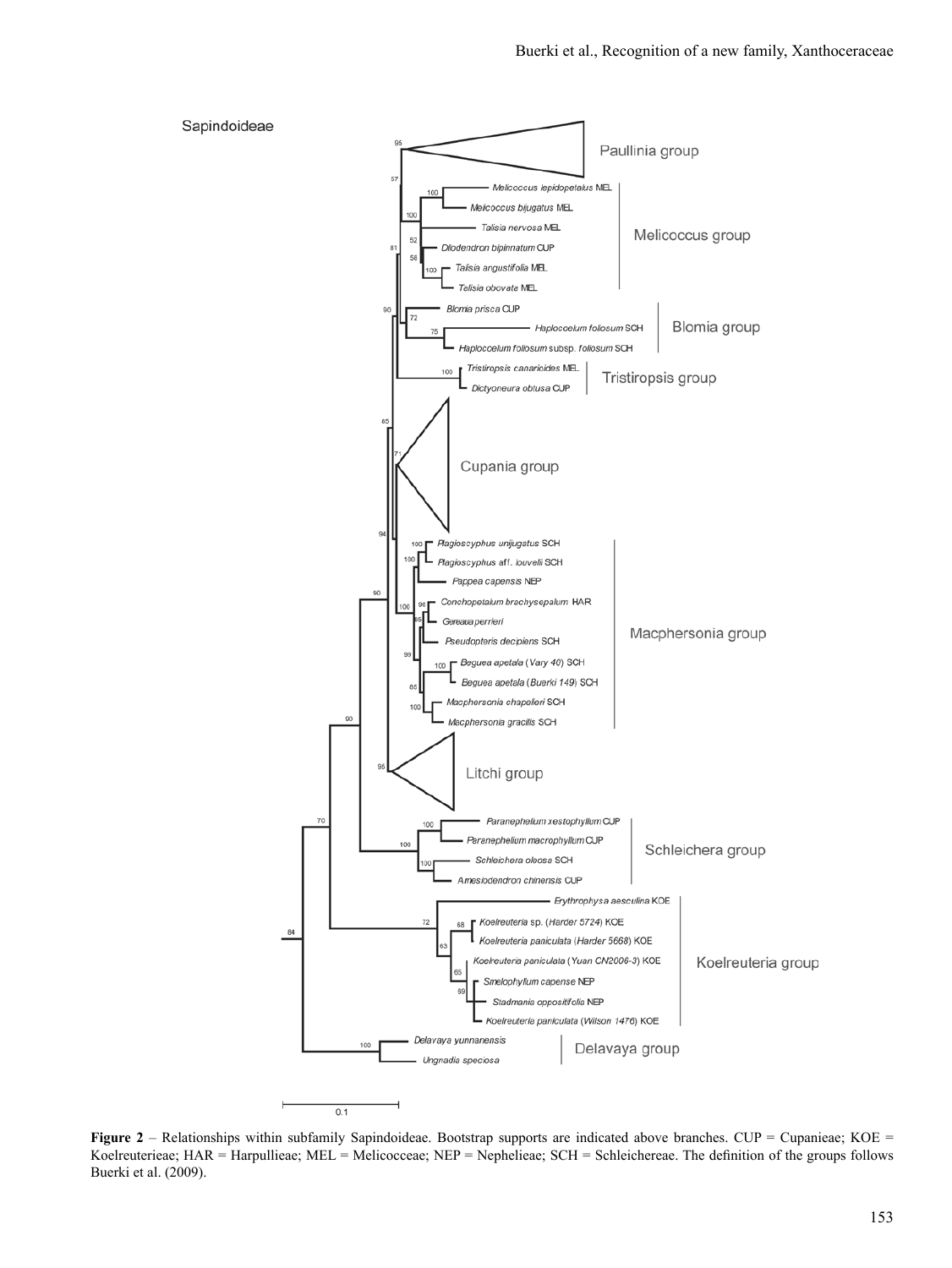Sapindoideae

95
Paullinia group

57
100
Melicoccus lepidopetalus MEL
100
Melicoccus bijugatus MEL
Talisia nervosa MEL
52
Diplodendron bipinnatum CUP
56
100
Talisia angustifolia MEL
Talisia obovate MEL
Melicoccus group

81
90
Blomia prisca CUP
72
75
Haplocoelum foliosum SCH
Haplocoelum foliosum subsp. foliosum SCH
Blomia group

100
Tristiropsis canarioides MEL
Dictyoneura obtusa CUP
Tristiropsis group

65
71
Cupania group

94
100
Plagioscyphus unijugatus SCH
100
Plagioscyphus aff. louvelii SCH
Pappea capensis NEP
100
96
Conchopetalum brachysepalum HAR
85
Gereaua perrieri
Pseudopteris decipiens SCH
99
100
Beguea apetala (Vary 40) SCH
Beguea apetala (Buerki 149) SCH
65
100
Macphersonia chapelieri SCH
Macphersonia gracilis SCH
Macphersonia group

90
90
95
Litchi group

70
100
Paranephelium xestophyllum CUP
100
Paranephelium macrophyllum CUP
100
Schleichera oleosa SCH
Amesiodendron chinensis CUP
Schleichera group

84
Erythrophysa aesculina KOE
72
68
Koelreuteria sp. (Harder 5724) KOE
Koelreuteria paniculata (Harder 5668) KOE
63
Koelreuteria paniculata (Yuan CN2006-3) KOE
65
Smelophyllum capense NEP
69
Stadmania oppositifolia NEP
Koelreuteria paniculata (Wilson 1476) KOE
Koelreuteria group

100
Delavaya yunnanensis
Ungnadia speciosa
Delavaya group

0.1

**Figure 2** – Relationships within subfamily Sapindoideae. Bootstrap supports are indicated above branches. CUP = Cupanieae; KOE = Koelreuterieae; HAR = Harpullieae; MEL = Melicocceae; NEP = Nephelieae; SCH = Schleichereae. The definition of the groups follows Buerki et al. (2009).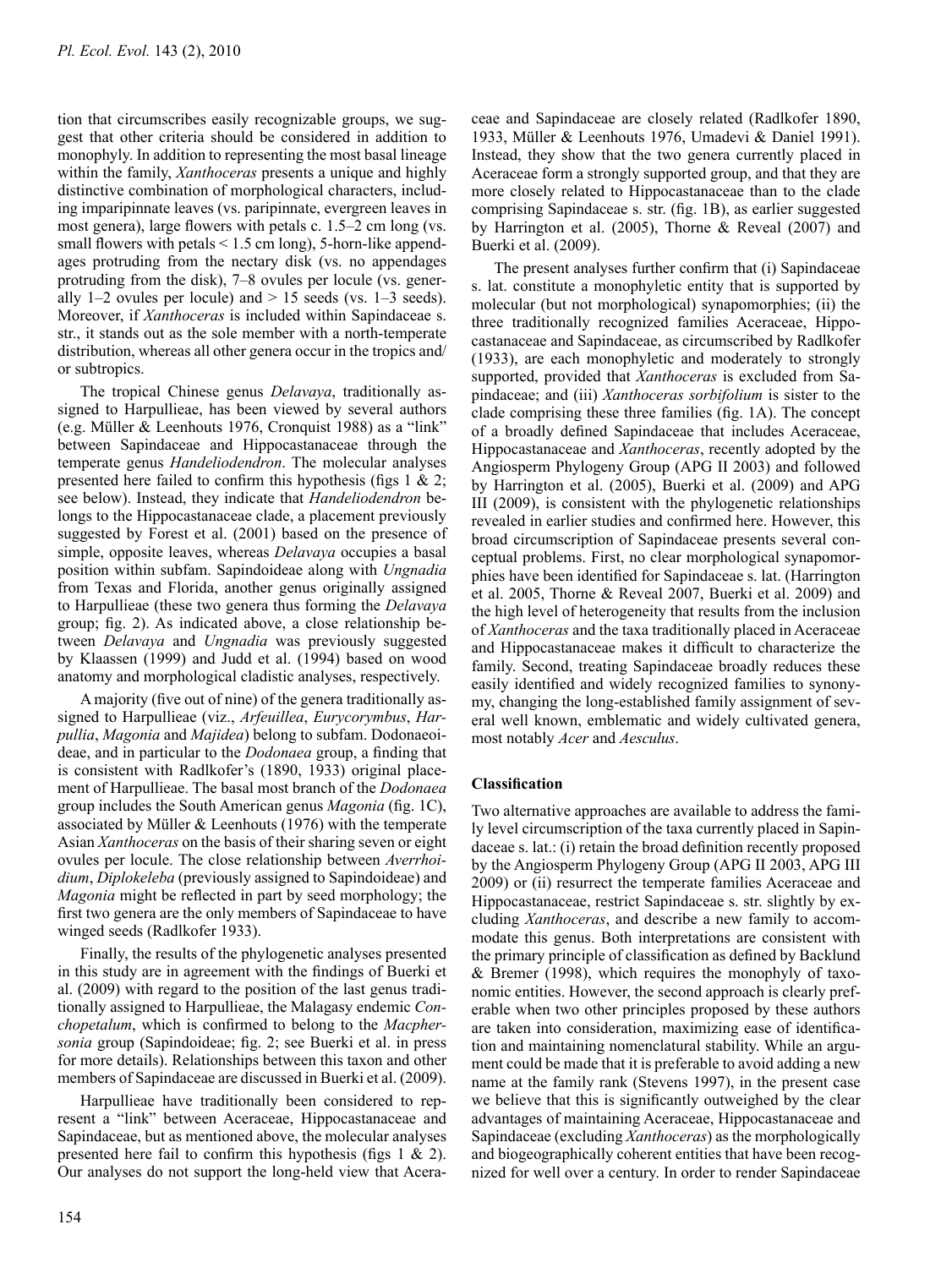tion that circumscribes easily recognizable groups, we suggest that other criteria should be considered in addition to monophyly. In addition to representing the most basal lineage within the family, *Xanthoceras* presents a unique and highly distinctive combination of morphological characters, including imparipinnate leaves (vs. paripinnate, evergreen leaves in most genera), large flowers with petals c. 1.5–2 cm long (vs. small flowers with petals < 1.5 cm long), 5-horn-like appendages protruding from the nectary disk (vs. no appendages protruding from the disk), 7–8 ovules per locule (vs. generally 1–2 ovules per locule) and > 15 seeds (vs. 1–3 seeds). Moreover, if *Xanthoceras* is included within Sapindaceae s. str., it stands out as the sole member with a north-temperate distribution, whereas all other genera occur in the tropics and/or subtropics.

The tropical Chinese genus *Delavaya*, traditionally assigned to Harpullieae, has been viewed by several authors (e.g. Müller & Leenhouts 1976, Cronquist 1988) as a "link" between Sapindaceae and Hippocastanaceae through the temperate genus *Handeliodendron*. The molecular analyses presented here failed to confirm this hypothesis (figs 1 & 2; see below). Instead, they indicate that *Handeliodendron* belongs to the Hippocastanaceae clade, a placement previously suggested by Forest et al. (2001) based on the presence of simple, opposite leaves, whereas *Delavaya* occupies a basal position within subfam. Sapindoideae along with *Ungnadia* from Texas and Florida, another genus originally assigned to Harpullieae (these two genera thus forming the *Delavaya* group; fig. 2). As indicated above, a close relationship between *Delavaya* and *Ungnadia* was previously suggested by Klaassen (1999) and Judd et al. (1994) based on wood anatomy and morphological cladistic analyses, respectively.

A majority (five out of nine) of the genera traditionally assigned to Harpullieae (viz., *Arfeuillea*, *Eurycorymbus*, *Harpullia*, *Magonia* and *Majidea*) belong to subfam. Dodonaeoideae, and in particular to the *Dodonaea* group, a finding that is consistent with Radlkofer's (1890, 1933) original placement of Harpullieae. The basal most branch of the *Dodonaea* group includes the South American genus *Magonia* (fig. 1C), associated by Müller & Leenhouts (1976) with the temperate Asian *Xanthoceras* on the basis of their sharing seven or eight ovules per locule. The close relationship between *Averrhoidium*, *Diplokeleba* (previously assigned to Sapindoideae) and *Magonia* might be reflected in part by seed morphology; the first two genera are the only members of Sapindaceae to have winged seeds (Radlkofer 1933).

Finally, the results of the phylogenetic analyses presented in this study are in agreement with the findings of Buerki et al. (2009) with regard to the position of the last genus traditionally assigned to Harpullieae, the Malagasy endemic *Conchopetalum*, which is confirmed to belong to the *Macphersonia* group (Sapindoideae; fig. 2; see Buerki et al. in press for more details). Relationships between this taxon and other members of Sapindaceae are discussed in Buerki et al. (2009).

Harpullieae have traditionally been considered to represent a "link" between Aceraceae, Hippocastanaceae and Sapindaceae, but as mentioned above, the molecular analyses presented here fail to confirm this hypothesis (figs 1 & 2). Our analyses do not support the long-held view that Aceraceae and Sapindaceae are closely related (Radlkofer 1890, 1933, Müller & Leenhouts 1976, Umadevi & Daniel 1991). Instead, they show that the two genera currently placed in Aceraceae form a strongly supported group, and that they are more closely related to Hippocastanaceae than to the clade comprising Sapindaceae s. str. (fig. 1B), as earlier suggested by Harrington et al. (2005), Thorne & Reveal (2007) and Buerki et al. (2009).

The present analyses further confirm that (i) Sapindaceae s. lat. constitute a monophyletic entity that is supported by molecular (but not morphological) synapomorphies; (ii) the three traditionally recognized families Aceraceae, Hippocastanaceae and Sapindaceae, as circumscribed by Radlkofer (1933), are each monophyletic and moderately to strongly supported, provided that *Xanthoceras* is excluded from Sapindaceae; and (iii) *Xanthoceras sorbifolium* is sister to the clade comprising these three families (fig. 1A). The concept of a broadly defined Sapindaceae that includes Aceraceae, Hippocastanaceae and *Xanthoceras*, recently adopted by the Angiosperm Phylogeny Group (APG II 2003) and followed by Harrington et al. (2005), Buerki et al. (2009) and APG III (2009), is consistent with the phylogenetic relationships revealed in earlier studies and confirmed here. However, this broad circumscription of Sapindaceae presents several conceptual problems. First, no clear morphological synapomorphies have been identified for Sapindaceae s. lat. (Harrington et al. 2005, Thorne & Reveal 2007, Buerki et al. 2009) and the high level of heterogeneity that results from the inclusion of *Xanthoceras* and the taxa traditionally placed in Aceraceae and Hippocastanaceae makes it difficult to characterize the family. Second, treating Sapindaceae broadly reduces these easily identified and widely recognized families to synonymy, changing the long-established family assignment of several well known, emblematic and widely cultivated genera, most notably *Acer* and *Aesculus*.

### Classification

Two alternative approaches are available to address the family level circumscription of the taxa currently placed in Sapindaceae s. lat.: (i) retain the broad definition recently proposed by the Angiosperm Phylogeny Group (APG II 2003, APG III 2009) or (ii) resurrect the temperate families Aceraceae and Hippocastanaceae, restrict Sapindaceae s. str. slightly by excluding *Xanthoceras*, and describe a new family to accommodate this genus. Both interpretations are consistent with the primary principle of classification as defined by Backlund & Bremer (1998), which requires the monophyly of taxonomic entities. However, the second approach is clearly preferable when two other principles proposed by these authors are taken into consideration, maximizing ease of identification and maintaining nomenclatural stability. While an argument could be made that it is preferable to avoid adding a new name at the family rank (Stevens 1997), in the present case we believe that this is significantly outweighed by the clear advantages of maintaining Aceraceae, Hippocastanaceae and Sapindaceae (excluding *Xanthoceras*) as the morphologically and biogeographically coherent entities that have been recognized for well over a century. In order to render Sapindaceae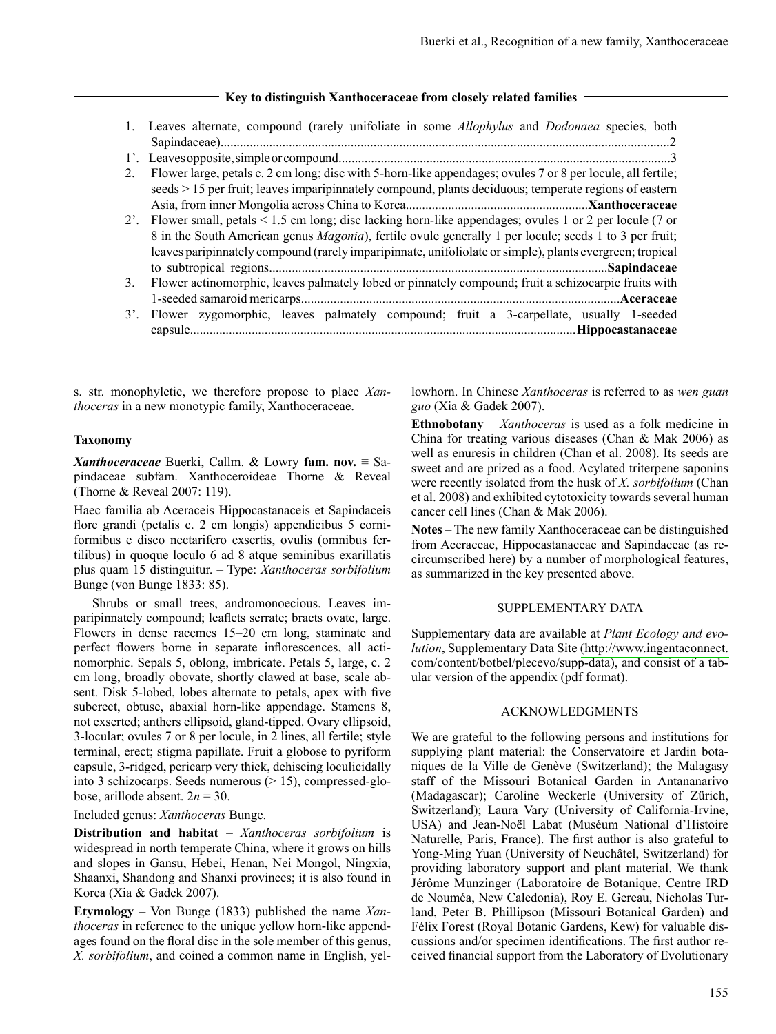## Key to distinguish Xanthoceraceae from closely related families

1. Leaves alternate, compound (rarely unifoliate in some *Allophylus* and *Dodonaea* species, both Sapindaceae)....................2
1'. Leaves opposite, simple or compound....................3
2. Flower large, petals c. 2 cm long; disc with 5-horn-like appendages; ovules 7 or 8 per locule, all fertile; seeds > 15 per fruit; leaves imparipinnately compound, plants deciduous; temperate regions of eastern Asia, from inner Mongolia across China to Korea....................**Xanthoceraceae**
2'. Flower small, petals < 1.5 cm long; disc lacking horn-like appendages; ovules 1 or 2 per locule (7 or 8 in the South American genus *Magonia*), fertile ovule generally 1 per locule; seeds 1 to 3 per fruit; leaves paripinnately compound (rarely imparipinnate, unifoliolate or simple), plants evergreen; tropical to subtropical regions....................**Sapindaceae**
3. Flower actinomorphic, leaves palmately lobed or pinnately compound; fruit a schizocarpic fruits with 1-seeded samaroid mericarps....................**Aceraceae**
3'. Flower zygomorphic, leaves palmately compound; fruit a 3-carpellate, usually 1-seeded capsule....................**Hippocastanaceae**

s. str. monophyletic, we therefore propose to place *Xanthoceras* in a new monotypic family, Xanthoceraceae.

### Taxonomy

***Xanthoceraceae*** Buerki, Callm. & Lowry **fam. nov.** ≡ Sapindaceae subfam. Xanthoceroideae Thorne & Reveal (Thorne & Reveal 2007: 119).

Haec familia ab Aceraceis Hippocastanaceis et Sapindaceis flore grandi (petalis c. 2 cm longis) appendicibus 5 corniformibus e disco nectarifero exsertis, ovulis (omnibus fertilibus) in quoque loculo 6 ad 8 atque seminibus exarillatis plus quam 15 distinguitur. – Type: *Xanthoceras sorbifolium* Bunge (von Bunge 1833: 85).

Shrubs or small trees, andromonoecious. Leaves imparipinnately compound; leaflets serrate; bracts ovate, large. Flowers in dense racemes 15–20 cm long, staminate and perfect flowers borne in separate inflorescences, all actinomorphic. Sepals 5, oblong, imbricate. Petals 5, large, c. 2 cm long, broadly obovate, shortly clawed at base, scale absent. Disk 5-lobed, lobes alternate to petals, apex with five suberect, obtuse, abaxial horn-like appendage. Stamens 8, not exserted; anthers ellipsoid, gland-tipped. Ovary ellipsoid, 3-locular; ovules 7 or 8 per locule, in 2 lines, all fertile; style terminal, erect; stigma papillate. Fruit a globose to pyriform capsule, 3-ridged, pericarp very thick, dehiscing loculicidally into 3 schizocarps. Seeds numerous (> 15), compressed-globose, arillode absent. $2n = 30$.

Included genus: *Xanthoceras* Bunge.

**Distribution and habitat** – *Xanthoceras sorbifolium* is widespread in north temperate China, where it grows on hills and slopes in Gansu, Hebei, Henan, Nei Mongol, Ningxia, Shaanxi, Shandong and Shanxi provinces; it is also found in Korea (Xia & Gadek 2007).

**Etymology** – Von Bunge (1833) published the name *Xanthoceras* in reference to the unique yellow horn-like appendages found on the floral disc in the sole member of this genus, *X. sorbifolium*, and coined a common name in English, yellowhorn. In Chinese *Xanthoceras* is referred to as *wen guan guo* (Xia & Gadek 2007).

**Ethnobotany** – *Xanthoceras* is used as a folk medicine in China for treating various diseases (Chan & Mak 2006) as well as enuresis in children (Chan et al. 2008). Its seeds are sweet and are prized as a food. Acylated triterpene saponins were recently isolated from the husk of *X. sorbifolium* (Chan et al. 2008) and exhibited cytotoxicity towards several human cancer cell lines (Chan & Mak 2006).

**Notes** – The new family Xanthoceraceae can be distinguished from Aceraceae, Hippocastanaceae and Sapindaceae (as recircumscribed here) by a number of morphological features, as summarized in the key presented above.

### SUPPLEMENTARY DATA

Supplementary data are available at *Plant Ecology and evolution*, Supplementary Data Site (http://www.ingentaconnect.com/content/botbel/plecevo/supp-data), and consist of a tabular version of the appendix (pdf format).

### ACKNOWLEDGMENTS

We are grateful to the following persons and institutions for supplying plant material: the Conservatoire et Jardin botaniques de la Ville de Genève (Switzerland); the Malagasy staff of the Missouri Botanical Garden in Antananarivo (Madagascar); Caroline Weckerle (University of Zürich, Switzerland); Laura Vary (University of California-Irvine, USA) and Jean-Noël Labat (Muséum National d'Histoire Naturelle, Paris, France). The first author is also grateful to Yong-Ming Yuan (University of Neuchâtel, Switzerland) for providing laboratory support and plant material. We thank Jérôme Munzinger (Laboratoire de Botanique, Centre IRD de Nouméa, New Caledonia), Roy E. Gereau, Nicholas Turland, Peter B. Phillipson (Missouri Botanical Garden) and Félix Forest (Royal Botanic Gardens, Kew) for valuable discussions and/or specimen identifications. The first author received financial support from the Laboratory of Evolutionary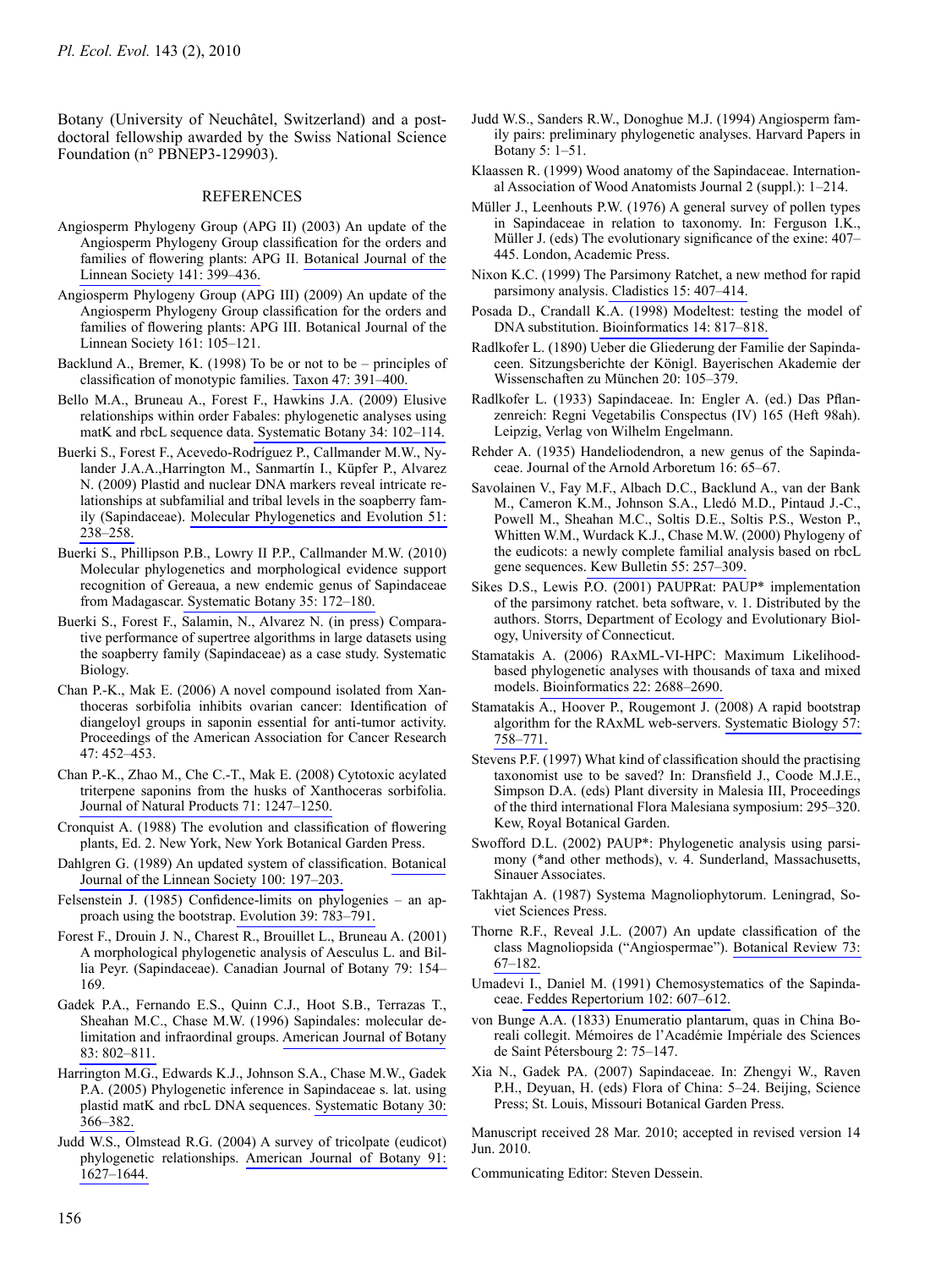Botany (University of Neuchâtel, Switzerland) and a post-doctoral fellowship awarded by the Swiss National Science Foundation (n° PBNEP3-129903).

## REFERENCES

Angiosperm Phylogeny Group (APG II) (2003) An update of the Angiosperm Phylogeny Group classification for the orders and families of flowering plants: APG II. Botanical Journal of the Linnean Society 141: 399–436.

Angiosperm Phylogeny Group (APG III) (2009) An update of the Angiosperm Phylogeny Group classification for the orders and families of flowering plants: APG III. Botanical Journal of the Linnean Society 161: 105–121.

Backlund A., Bremer, K. (1998) To be or not to be – principles of classification of monotypic families. Taxon 47: 391–400.

Bello M.A., Bruneau A., Forest F., Hawkins J.A. (2009) Elusive relationships within order Fabales: phylogenetic analyses using matK and rbcL sequence data. Systematic Botany 34: 102–114.

Buerki S., Forest F., Acevedo-Rodríguez P., Callmander M.W., Nylander J.A.A.,Harrington M., Sanmartín I., Küpfer P., Alvarez N. (2009) Plastid and nuclear DNA markers reveal intricate relationships at subfamilial and tribal levels in the soapberry family (Sapindaceae). Molecular Phylogenetics and Evolution 51: 238–258.

Buerki S., Phillipson P.B., Lowry II P.P., Callmander M.W. (2010) Molecular phylogenetics and morphological evidence support recognition of Gereaua, a new endemic genus of Sapindaceae from Madagascar. Systematic Botany 35: 172–180.

Buerki S., Forest F., Salamin, N., Alvarez N. (in press) Comparative performance of supertree algorithms in large datasets using the soapberry family (Sapindaceae) as a case study. Systematic Biology.

Chan P.-K., Mak E. (2006) A novel compound isolated from Xanthoceras sorbifolia inhibits ovarian cancer: Identification of diangeloyl groups in saponin essential for anti-tumor activity. Proceedings of the American Association for Cancer Research 47: 452–453.

Chan P.-K., Zhao M., Che C.-T., Mak E. (2008) Cytotoxic acylated triterpene saponins from the husks of Xanthoceras sorbifolia. Journal of Natural Products 71: 1247–1250.

Cronquist A. (1988) The evolution and classification of flowering plants, Ed. 2. New York, New York Botanical Garden Press.

Dahlgren G. (1989) An updated system of classification. Botanical Journal of the Linnean Society 100: 197–203.

Felsenstein J. (1985) Confidence-limits on phylogenies – an approach using the bootstrap. Evolution 39: 783–791.

Forest F., Drouin J. N., Charest R., Brouillet L., Bruneau A. (2001) A morphological phylogenetic analysis of Aesculus L. and Billia Peyr. (Sapindaceae). Canadian Journal of Botany 79: 154–169.

Gadek P.A., Fernando E.S., Quinn C.J., Hoot S.B., Terrazas T., Sheahan M.C., Chase M.W. (1996) Sapindales: molecular delimitation and infraordinal groups. American Journal of Botany 83: 802–811.

Harrington M.G., Edwards K.J., Johnson S.A., Chase M.W., Gadek P.A. (2005) Phylogenetic inference in Sapindaceae s. lat. using plastid matK and rbcL DNA sequences. Systematic Botany 30: 366–382.

Judd W.S., Olmstead R.G. (2004) A survey of tricolpate (eudicot) phylogenetic relationships. American Journal of Botany 91: 1627–1644.

Judd W.S., Sanders R.W., Donoghue M.J. (1994) Angiosperm family pairs: preliminary phylogenetic analyses. Harvard Papers in Botany 5: 1–51.

Klaassen R. (1999) Wood anatomy of the Sapindaceae. International Association of Wood Anatomists Journal 2 (suppl.): 1–214.

Müller J., Leenhouts P.W. (1976) A general survey of pollen types in Sapindaceae in relation to taxonomy. In: Ferguson I.K., Müller J. (eds) The evolutionary significance of the exine: 407–445. London, Academic Press.

Nixon K.C. (1999) The Parsimony Ratchet, a new method for rapid parsimony analysis. Cladistics 15: 407–414.

Posada D., Crandall K.A. (1998) Modeltest: testing the model of DNA substitution. Bioinformatics 14: 817–818.

Radlkofer L. (1890) Ueber die Gliederung der Familie der Sapindaceen. Sitzungsberichte der Königl. Bayerischen Akademie der Wissenschaften zu München 20: 105–379.

Radlkofer L. (1933) Sapindaceae. In: Engler A. (ed.) Das Pflanzenreich: Regni Vegetabilis Conspectus (IV) 165 (Heft 98ah). Leipzig, Verlag von Wilhelm Engelmann.

Rehder A. (1935) Handeliodendron, a new genus of the Sapindaceae. Journal of the Arnold Arboretum 16: 65–67.

Savolainen V., Fay M.F., Albach D.C., Backlund A., van der Bank M., Cameron K.M., Johnson S.A., Lledó M.D., Pintaud J.-C., Powell M., Sheahan M.C., Soltis D.E., Soltis P.S., Weston P., Whitten W.M., Wurdack K.J., Chase M.W. (2000) Phylogeny of the eudicots: a newly complete familial analysis based on rbcL gene sequences. Kew Bulletin 55: 257–309.

Sikes D.S., Lewis P.O. (2001) PAUPRat: PAUP* implementation of the parsimony ratchet. beta software, v. 1. Distributed by the authors. Storrs, Department of Ecology and Evolutionary Biology, University of Connecticut.

Stamatakis A. (2006) RAxML-VI-HPC: Maximum Likelihood-based phylogenetic analyses with thousands of taxa and mixed models. Bioinformatics 22: 2688–2690.

Stamatakis A., Hoover P., Rougemont J. (2008) A rapid bootstrap algorithm for the RAxML web-servers. Systematic Biology 57: 758–771.

Stevens P.F. (1997) What kind of classification should the practising taxonomist use to be saved? In: Dransfield J., Coode M.J.E., Simpson D.A. (eds) Plant diversity in Malesia III, Proceedings of the third international Flora Malesiana symposium: 295–320. Kew, Royal Botanical Garden.

Swofford D.L. (2002) PAUP*: Phylogenetic analysis using parsimony (*and other methods), v. 4. Sunderland, Massachusetts, Sinauer Associates.

Takhtajan A. (1987) Systema Magnoliophytorum. Leningrad, Soviet Sciences Press.

Thorne R.F., Reveal J.L. (2007) An update classification of the class Magnoliopsida ("Angiospermae"). Botanical Review 73: 67–182.

Umadevi I., Daniel M. (1991) Chemosystematics of the Sapindaceae. Feddes Repertorium 102: 607–612.

von Bunge A.A. (1833) Enumeratio plantarum, quas in China Boreali collegit. Mémoires de l'Académie Impériale des Sciences de Saint Pétersbourg 2: 75–147.

Xia N., Gadek PA. (2007) Sapindaceae. In: Zhengyi W., Raven P.H., Deyuan, H. (eds) Flora of China: 5–24. Beijing, Science Press; St. Louis, Missouri Botanical Garden Press.

Manuscript received 28 Mar. 2010; accepted in revised version 14 Jun. 2010.

Communicating Editor: Steven Dessein.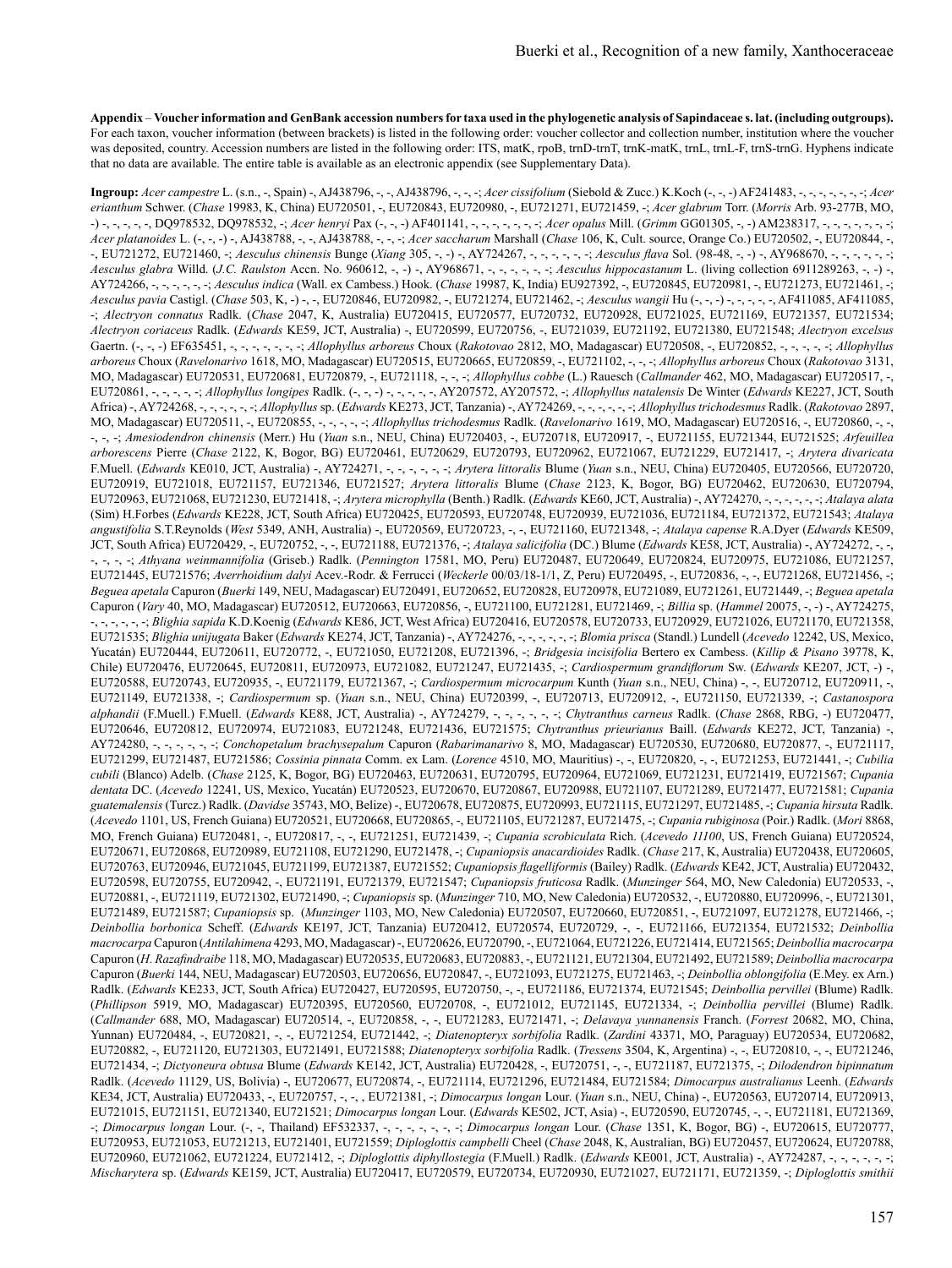**Appendix** – **Voucher information and GenBank accession numbers for taxa used in the phylogenetic analysis of Sapindaceae s. lat. (including outgroups).** For each taxon, voucher information (between brackets) is listed in the following order: voucher collector and collection number, institution where the voucher was deposited, country. Accession numbers are listed in the following order: ITS, matK, rpoB, trnD-trnT, trnK-matK, trnL, trnL-F, trnS-trnG. Hyphens indicate that no data are available. The entire table is available as an electronic appendix (see Supplementary Data).

**Ingroup:** *Acer campestre* L. (s.n., -, Spain) -, AJ438796, -, -, AJ438796, -, -, -; *Acer cissifolium* (Siebold & Zucc.) K.Koch (-, -, -) AF241483, -, -, -, -, -, -, -; *Acer erianthum* Schwer. (*Chase* 19983, K, China) EU720501, -, EU720843, EU720980, -, EU721271, EU721459, -; *Acer glabrum* Torr. (*Morris* Arb. 93-277B, MO, -) -, -, -, -, -, DQ978532, DQ978532, -; *Acer henryi* Pax (-, -, -) AF401141, -, -, -, -, -, -, -; *Acer opalus* Mill. (*Grimm* GG01305, -, -) AM238317, -, -, -, -, -, -, -; *Acer platanoides* L. (-, -, -) -, AJ438788, -, -, AJ438788, -, -, -; *Acer saccharum* Marshall (*Chase* 106, K, Cult. source, Orange Co.) EU720502, -, EU720844, -, -, EU721272, EU721460, -; *Aesculus chinensis* Bunge (*Xiang* 305, -, -) -, AY724267, -, -, -, -, -, -; *Aesculus flava* Sol. (98-48, -, -) -, AY968670, -, -, -, -, -, -; *Aesculus glabra* Willd. (*J.C. Raulston* Accn. No. 960612, -, -) -, AY968671, -, -, -, -, -, -; *Aesculus hippocastanum* L. (living collection 6911289263, -, -) -, AY724266, -, -, -, -, -, -; *Aesculus indica* (Wall. ex Cambess.) Hook. (*Chase* 19987, K, India) EU927392, -, EU720845, EU720981, -, EU721273, EU721461, -; *Aesculus pavia* Castigl. (*Chase* 503, K, -) -, -, EU720846, EU720982, -, EU721274, EU721462, -; *Aesculus wangii* Hu (-, -, -) -, -, -, -, -, AF411085, AF411085, -; *Alectryon connatus* Radlk. (*Chase* 2047, K, Australia) EU720415, EU720577, EU720732, EU720928, EU721025, EU721169, EU721357, EU721534; *Alectryon coriaceus* Radlk. (*Edwards* KE59, JCT, Australia) -, EU720599, EU720756, -, EU721039, EU721192, EU721380, EU721548; *Alectryon excelsus* Gaertn. (-, -, -) EF635451, -, -, -, -, -, -, -; *Allophyllus arboreus* Choux (*Rakotovao* 2812, MO, Madagascar) EU720508, -, EU720852, -, -, -, -, -; *Allophyllus arboreus* Choux (*Ravelonarivo* 1618, MO, Madagascar) EU720515, EU720665, EU720859, -, EU721102, -, -, -; *Allophyllus arboreus* Choux (*Rakotovao* 3131, MO, Madagascar) EU720531, EU720681, EU720879, -, EU721118, -, -, -; *Allophyllus cobbe* (L.) Rauesch (*Callmander* 462, MO, Madagascar) EU720517, -, EU720861, -, -, -, -, -; *Allophyllus longipes* Radlk. (-, -, -) -, -, -, -, -, -, AY207572, AY207572, -; *Allophyllus natalensis* De Winter (*Edwards* KE227, JCT, South Africa) -, AY724268, -, -, -, -, -, -; *Allophyllus* sp. (*Edwards* KE273, JCT, Tanzania) -, AY724269, -, -, -, -, -, -; *Allophyllus trichodesmus* Radlk. (*Rakotovao* 2897, MO, Madagascar) EU720511, -, EU720855, -, -, -, -, -; *Allophyllus trichodesmus* Radlk. (*Ravelonarivo* 1619, MO, Madagascar) EU720516, -, EU720860, -, -, -, -, -; *Amesiodendron chinensis* (Merr.) Hu (*Yuan* s.n., NEU, China) EU720403, -, EU720718, EU720917, -, EU721155, EU721344, EU721525; *Arfeuillea arborescens* Pierre (*Chase* 2122, K, Bogor, BG) EU720461, EU720629, EU720793, EU720962, EU721067, EU721229, EU721417, -; *Arytera divaricata* F.Muell. (*Edwards* KE010, JCT, Australia) -, AY724271, -, -, -, -, -, -; *Arytera littoralis* Blume (*Yuan* s.n., NEU, China) EU720405, EU720566, EU720720, EU720919, EU721018, EU721157, EU721346, EU721527; *Arytera littoralis* Blume (*Chase* 2123, K, Bogor, BG) EU720462, EU720630, EU720794, EU720963, EU721068, EU721230, EU721418, -; *Arytera microphylla* (Benth.) Radlk. (*Edwards* KE60, JCT, Australia) -, AY724270, -, -, -, -, -, -; *Atalaya alata* (Sim) H.Forbes (*Edwards* KE228, JCT, South Africa) EU720425, EU720593, EU720748, EU720939, EU721036, EU721184, EU721372, EU721543; *Atalaya angustifolia* S.T.Reynolds (*West* 5349, ANH, Australia) -, EU720569, EU720723, -, -, EU721160, EU721348, -; *Atalaya capense* R.A.Dyer (*Edwards* KE509, JCT, South Africa) EU720429, -, EU720752, -, -, EU721188, EU721376, -; *Atalaya salicifolia* (DC.) Blume (*Edwards* KE58, JCT, Australia) -, AY724272, -, -, -, -, -, -; *Athyana weinmannifolia* (Griseb.) Radlk. (*Pennington* 17581, MO, Peru) EU720487, EU720649, EU720824, EU720975, EU721086, EU721257, EU721445, EU721576; *Averrhoidium dalyi* Acev.-Rodr. & Ferrucci (*Weckerle* 00/03/18-1/1, Z, Peru) EU720495, -, EU720836, -, -, EU721268, EU721456, -; *Beguea apetala* Capuron (*Buerki* 149, NEU, Madagascar) EU720491, EU720652, EU720828, EU720978, EU721089, EU721261, EU721449, -; *Beguea apetala* Capuron (*Vary* 40, MO, Madagascar) EU720512, EU720663, EU720856, -, EU721100, EU721281, EU721469, -; *Billia* sp. (*Hammel* 20075, -, -) -, AY724275, -, -, -, -, -, -; *Blighia sapida* K.D.Koenig (*Edwards* KE86, JCT, West Africa) EU720416, EU720578, EU720733, EU720929, EU721026, EU721170, EU721358, EU721535; *Blighia unijugata* Baker (*Edwards* KE274, JCT, Tanzania) -, AY724276, -, -, -, -, -, -; *Blomia prisca* (Standl.) Lundell (*Acevedo* 12242, US, Mexico, Yucatán) EU720444, EU720611, EU720772, -, EU721050, EU721208, EU721396, -; *Bridgesia incisifolia* Bertero ex Cambess. (*Killip & Pisano* 39778, K, Chile) EU720476, EU720645, EU720811, EU720973, EU721082, EU721247, EU721435, -; *Cardiospermum grandiflorum* Sw. (*Edwards* KE207, JCT, -) -, EU720588, EU720743, EU720935, -, EU721179, EU721367, -; *Cardiospermum microcarpum* Kunth (*Yuan* s.n., NEU, China) -, -, EU720712, EU720911, -, EU721149, EU721338, -; *Cardiospermum* sp. (*Yuan* s.n., NEU, China) EU720399, -, EU720713, EU720912, -, EU721150, EU721339, -; *Castanospora alphandii* (F.Muell.) F.Muell. (*Edwards* KE88, JCT, Australia) -, AY724279, -, -, -, -, -, -; *Chytranthus carneus* Radlk. (*Chase* 2868, RBG, -) EU720477, EU720646, EU720812, EU720974, EU721083, EU721248, EU721436, EU721575; *Chytranthus prieurianus* Baill. (*Edwards* KE272, JCT, Tanzania) -, AY724280, -, -, -, -, -, -; *Conchopetalum brachysepalum* Capuron (*Rabarimanarivo* 8, MO, Madagascar) EU720530, EU720680, EU720877, -, EU721117, EU721299, EU721487, EU721586; *Cossinia pinnata* Comm. ex Lam. (*Lorence* 4510, MO, Mauritius) -, -, EU720820, -, -, EU721253, EU721441, -; *Cubilia cubili* (Blanco) Adelb. (*Chase* 2125, K, Bogor, BG) EU720463, EU720631, EU720795, EU720964, EU721069, EU721231, EU721419, EU721567; *Cupania dentata* DC. (*Acevedo* 12241, US, Mexico, Yucatán) EU720523, EU720670, EU720867, EU720988, EU721107, EU721289, EU721477, EU721581; *Cupania guatemalensis* (Turcz.) Radlk. (*Davidse* 35743, MO, Belize) -, EU720678, EU720875, EU720993, EU721115, EU721297, EU721485, -; *Cupania hirsuta* Radlk. (*Acevedo* 1101, US, French Guiana) EU720521, EU720668, EU720865, -, EU721105, EU721287, EU721475, -; *Cupania rubiginosa* (Poir.) Radlk. (*Mori* 8868, MO, French Guiana) EU720481, -, EU720817, -, -, EU721251, EU721439, -; *Cupania scrobiculata* Rich. (*Acevedo 11100*, US, French Guiana) EU720524, EU720671, EU720868, EU720989, EU721108, EU721290, EU721478, -; *Cupaniopsis anacardioides* Radlk. (*Chase* 217, K, Australia) EU720438, EU720605, EU720763, EU720946, EU721045, EU721199, EU721387, EU721552; *Cupaniopsis flagelliformis* (Bailey) Radlk. (*Edwards* KE42, JCT, Australia) EU720432, EU720598, EU720755, EU720942, -, EU721191, EU721379, EU721547; *Cupaniopsis fruticosa* Radlk. (*Munzinger* 564, MO, New Caledonia) EU720533, -, EU720881, -, EU721119, EU721302, EU721490, -; *Cupaniopsis* sp. (*Munzinger* 710, MO, New Caledonia) EU720532, -, EU720880, EU720996, -, EU721301, EU721489, EU721587; *Cupaniopsis* sp. (*Munzinger* 1103, MO, New Caledonia) EU720507, EU720660, EU720851, -, EU721097, EU721278, EU721466, -; *Deinbollia borbonica* Scheff. (*Edwards* KE197, JCT, Tanzania) EU720412, EU720574, EU720729, -, -, EU721166, EU721354, EU721532; *Deinbollia macrocarpa* Capuron (*Antilahimena* 4293, MO, Madagascar) -, EU720626, EU720790, -, EU721064, EU721226, EU721414, EU721565; *Deinbollia macrocarpa* Capuron (*H. Razafindraibe* 118, MO, Madagascar) EU720535, EU720683, EU720883, -, EU721121, EU721304, EU721492, EU721589; *Deinbollia macrocarpa* Capuron (*Buerki* 144, NEU, Madagascar) EU720503, EU720656, EU720847, -, EU721093, EU721275, EU721463, -; *Deinbollia oblongifolia* (E.Mey. ex Arn.) Radlk. (*Edwards* KE233, JCT, South Africa) EU720427, EU720595, EU720750, -, -, EU721186, EU721374, EU721545; *Deinbollia pervillei* (Blume) Radlk. (*Phillipson* 5919, MO, Madagascar) EU720395, EU720560, EU720708, -, EU721012, EU721145, EU721334, -; *Deinbollia pervillei* (Blume) Radlk. (*Callmander* 688, MO, Madagascar) EU720514, -, EU720858, -, -, EU721283, EU721471, -; *Delavaya yunnanensis* Franch. (*Forrest* 20682, MO, China, Yunnan) EU720484, -, EU720821, -, -, EU721254, EU721442, -; *Diatenopteryx sorbifolia* Radlk. (*Zardini* 43371, MO, Paraguay) EU720534, EU720682, EU720882, -, EU721120, EU721303, EU721491, EU721588; *Diatenopteryx sorbifolia* Radlk. (*Tressens* 3504, K, Argentina) -, -, EU720810, -, -, EU721246, EU721434, -; *Dictyoneura obtusa* Blume (*Edwards* KE142, JCT, Australia) EU720428, -, EU720751, -, -, EU721187, EU721375, -; *Dilodendron bipinnatum* Radlk. (*Acevedo* 11129, US, Bolivia) -, EU720677, EU720874, -, EU721114, EU721296, EU721484, EU721584; *Dimocarpus australianus* Leenh. (*Edwards* KE34, JCT, Australia) EU720433, -, EU720757, -, -, , EU721381, -; *Dimocarpus longan* Lour. (*Yuan* s.n., NEU, China) -, EU720563, EU720714, EU720913, EU721015, EU721151, EU721340, EU721521; *Dimocarpus longan* Lour. (*Edwards* KE502, JCT, Asia) -, EU720590, EU720745, -, -, EU721181, EU721369, -; *Dimocarpus longan* Lour. (-, -, Thailand) EF532337, -, -, -, -, -, -, -; *Dimocarpus longan* Lour. (*Chase* 1351, K, Bogor, BG) -, EU720615, EU720777, EU720953, EU721053, EU721213, EU721401, EU721559; *Diploglottis campbelli* Cheel (*Chase* 2048, K, Australian, BG) EU720457, EU720624, EU720788, EU720960, EU721062, EU721224, EU721412, -; *Diploglottis diphyllostegia* (F.Muell.) Radlk. (*Edwards* KE001, JCT, Australia) -, AY724287, -, -, -, -, -, -; *Mischarytera* sp. (*Edwards* KE159, JCT, Australia) EU720417, EU720579, EU720734, EU720930, EU721027, EU721171, EU721359, -; *Diploglottis smithii*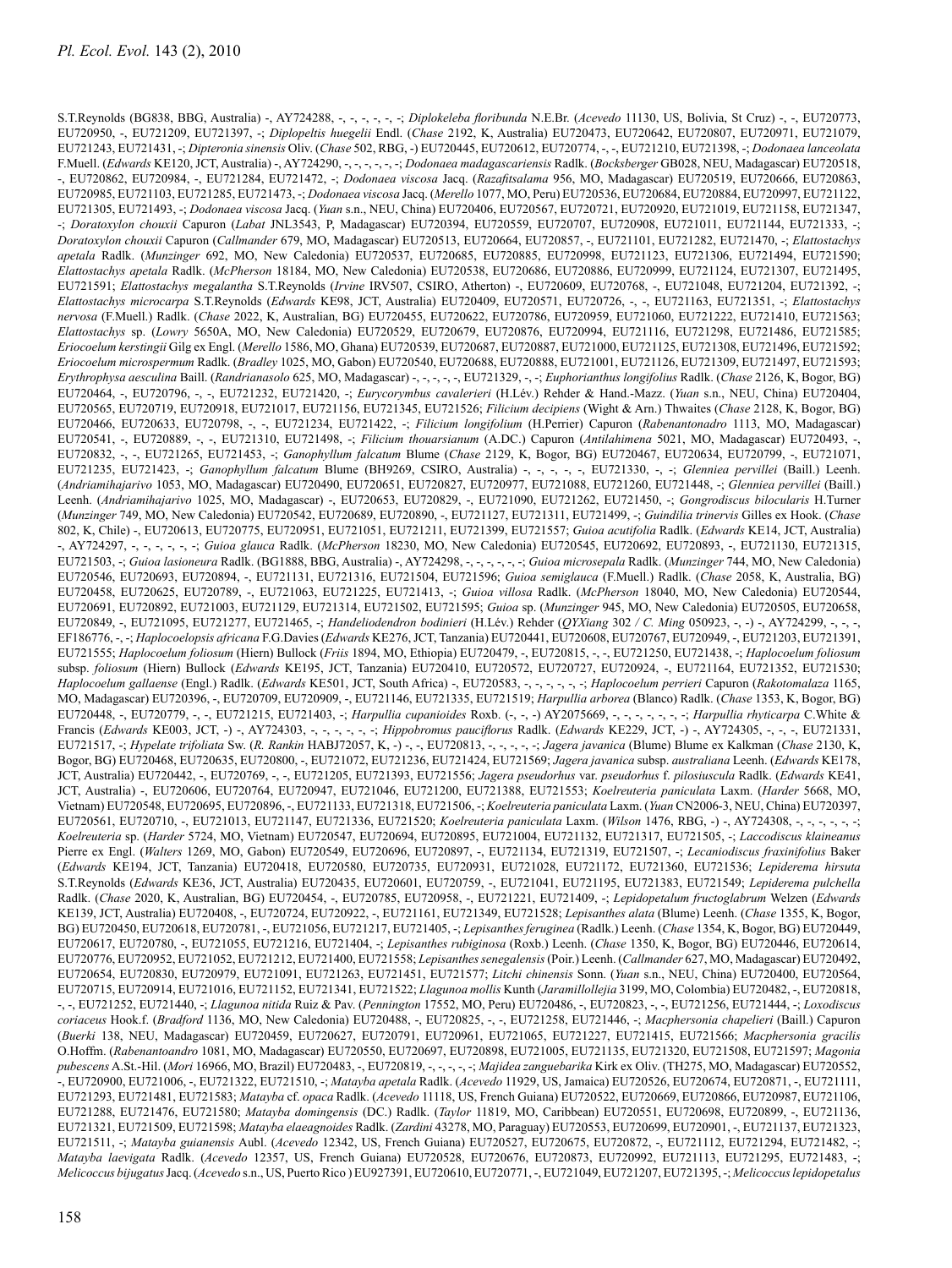S.T.Reynolds (BG838, BBG, Australia) -, AY724288, -, -, -, -, -, -; *Diplokeleba floribunda* N.E.Br. (*Acevedo* 11130, US, Bolivia, St Cruz) -, -, EU720773, EU720950, -, EU721209, EU721397, -; *Diplopeltis huegelii* Endl. (*Chase* 2192, K, Australia) EU720473, EU720642, EU720807, EU720971, EU721079, EU721243, EU721431, -; *Dipteronia sinensis* Oliv. (*Chase* 502, RBG, -) EU720445, EU720612, EU720774, -, -, EU721210, EU721398, -; *Dodonaea lanceolata* F.Muell. (*Edwards* KE120, JCT, Australia) -, AY724290, -, -, -, -, -, -; *Dodonaea madagascariensis* Radlk. (*Bocksberger* GB028, NEU, Madagascar) EU720518, -, EU720862, EU720984, -, EU721284, EU721472, -; *Dodonaea viscosa* Jacq. (*Razafitsalama* 956, MO, Madagascar) EU720519, EU720666, EU720863, EU720985, EU721103, EU721285, EU721473, -; *Dodonaea viscosa* Jacq. (*Merello* 1077, MO, Peru) EU720536, EU720684, EU720884, EU720997, EU721122, EU721305, EU721493, -; *Dodonaea viscosa* Jacq. (*Yuan* s.n., NEU, China) EU720406, EU720567, EU720721, EU720920, EU721019, EU721158, EU721347, -; *Doratoxylon chouxii* Capuron (*Labat* JNL3543, P, Madagascar) EU720394, EU720559, EU720707, EU720908, EU721011, EU721144, EU721333, -; *Doratoxylon chouxii* Capuron (*Callmander* 679, MO, Madagascar) EU720513, EU720664, EU720857, -, EU721101, EU721282, EU721470, -; *Elattostachys apetala* Radlk. (*Munzinger* 692, MO, New Caledonia) EU720537, EU720685, EU720885, EU720998, EU721123, EU721306, EU721494, EU721590; *Elattostachys apetala* Radlk. (*McPherson* 18184, MO, New Caledonia) EU720538, EU720686, EU720886, EU720999, EU721124, EU721307, EU721495, EU721591; *Elattostachys megalantha* S.T.Reynolds (*Irvine* IRV507, CSIRO, Atherton) -, EU720609, EU720768, -, EU721048, EU721204, EU721392, -; *Elattostachys microcarpa* S.T.Reynolds (*Edwards* KE98, JCT, Australia) EU720409, EU720571, EU720726, -, -, EU721163, EU721351, -; *Elattostachys nervosa* (F.Muell.) Radlk. (*Chase* 2022, K, Australian, BG) EU720455, EU720622, EU720786, EU720959, EU721060, EU721222, EU721410, EU721563; *Elattostachys* sp. (*Lowry* 5650A, MO, New Caledonia) EU720529, EU720679, EU720876, EU720994, EU721116, EU721298, EU721486, EU721585; *Eriocoelum kerstingii* Gilg ex Engl. (*Merello* 1586, MO, Ghana) EU720539, EU720687, EU720887, EU721000, EU721125, EU721308, EU721496, EU721592; *Eriocoelum microspermum* Radlk. (*Bradley* 1025, MO, Gabon) EU720540, EU720688, EU720888, EU721001, EU721126, EU721309, EU721497, EU721593; *Erythrophysa aesculina* Baill. (*Randrianasolo* 625, MO, Madagascar) -, -, -, -, -, EU721329, -, -; *Euphorianthus longifolius* Radlk. (*Chase* 2126, K, Bogor, BG) EU720464, -, EU720796, -, -, EU721232, EU721420, -; *Eurycorymbus cavalerieri* (H.Lév.) Rehder & Hand.-Mazz. (*Yuan* s.n., NEU, China) EU720404, EU720565, EU720719, EU720918, EU721017, EU721156, EU721345, EU721526; *Filicium decipiens* (Wight & Arn.) Thwaites (*Chase* 2128, K, Bogor, BG) EU720466, EU720633, EU720798, -, -, EU721234, EU721422, -; *Filicium longifolium* (H.Perrier) Capuron (*Rabenantonadro* 1113, MO, Madagascar) EU720541, -, EU720889, -, -, EU721310, EU721498, -; *Filicium thouarsianum* (A.DC.) Capuron (*Antilahimena* 5021, MO, Madagascar) EU720493, -, EU720832, -, -, EU721265, EU721453, -; *Ganophyllum falcatum* Blume (*Chase* 2129, K, Bogor, BG) EU720467, EU720634, EU720799, -, EU721071, EU721235, EU721423, -; *Ganophyllum falcatum* Blume (BH9269, CSIRO, Australia) -, -, -, -, -, EU721330, -, -; *Glenniea pervillei* (Baill.) Leenh. (*Andriamihajarivo* 1053, MO, Madagascar) EU720490, EU720651, EU720827, EU720977, EU721088, EU721260, EU721448, -; *Glenniea pervillei* (Baill.) Leenh. (*Andriamihajarivo* 1025, MO, Madagascar) -, EU720653, EU720829, -, EU721090, EU721262, EU721450, -; *Gongrodiscus bilocularis* H.Turner (*Munzinger* 749, MO, New Caledonia) EU720542, EU720689, EU720890, -, EU721127, EU721311, EU721499, -; *Guindilia trinervis* Gilles ex Hook. (*Chase* 802, K, Chile) -, EU720613, EU720775, EU720951, EU721051, EU721211, EU721399, EU721557; *Guioa acutifolia* Radlk. (*Edwards* KE14, JCT, Australia) -, AY724297, -, -, -, -, -, -; *Guioa glauca* Radlk. (*McPherson* 18230, MO, New Caledonia) EU720545, EU720692, EU720893, -, EU721130, EU721315, EU721503, -; *Guioa lasioneura* Radlk. (BG1888, BBG, Australia) -, AY724298, -, -, -, -, -, -; *Guioa microsepala* Radlk. (*Munzinger* 744, MO, New Caledonia) EU720546, EU720693, EU720894, -, EU721131, EU721316, EU721504, EU721596; *Guioa semiglauca* (F.Muell.) Radlk. (*Chase* 2058, K, Australia, BG) EU720458, EU720625, EU720789, -, EU721063, EU721225, EU721413, -; *Guioa villosa* Radlk. (*McPherson* 18040, MO, New Caledonia) EU720544, EU720691, EU720892, EU721003, EU721129, EU721314, EU721502, EU721595; *Guioa* sp. (*Munzinger* 945, MO, New Caledonia) EU720505, EU720658, EU720849, -, EU721095, EU721277, EU721465, -; *Handeliodendron bodinieri* (H.Lév.) Rehder (*QYXiang* 302 / *C. Ming* 050923, -, -) -, AY724299, -, -, -, EF186776, -, -; *Haplocoelopsis africana* F.G.Davies (*Edwards* KE276, JCT, Tanzania) EU720441, EU720608, EU720767, EU720949, -, EU721203, EU721391, EU721555; *Haplocoelum foliosum* (Hiern) Bullock (*Friis* 1894, MO, Ethiopia) EU720479, -, EU720815, -, -, EU721250, EU721438, -; *Haplocoelum foliosum* subsp. *foliosum* (Hiern) Bullock (*Edwards* KE195, JCT, Tanzania) EU720410, EU720572, EU720727, EU720924, -, EU721164, EU721352, EU721530; *Haplocoelum gallaense* (Engl.) Radlk. (*Edwards* KE501, JCT, South Africa) -, EU720583, -, -, -, -, -, -; *Haplocoelum perrieri* Capuron (*Rakotomalaza* 1165, MO, Madagascar) EU720396, -, EU720709, EU720909, -, EU721146, EU721335, EU721519; *Harpullia arborea* (Blanco) Radlk. (*Chase* 1353, K, Bogor, BG) EU720448, -, EU720779, -, -, EU721215, EU721403, -; *Harpullia cupanioides* Roxb. (-, -, -) AY2075669, -, -, -, -, -, -, -; *Harpullia rhyticarpa* C.White & Francis (*Edwards* KE003, JCT, -) -, AY724303, -, -, -, -, -, -; *Hippobromus pauciflorus* Radlk. (*Edwards* KE229, JCT, -) -, AY724305, -, -, -, EU721331, EU721517, -; *Hypelate trifoliata* Sw. (*R. Rankin* HABJ72057, K, -) -, -, EU720813, -, -, -, -, -; *Jagera javanica* (Blume) Blume ex Kalkman (*Chase* 2130, K, Bogor, BG) EU720468, EU720635, EU720800, -, EU721072, EU721236, EU721424, EU721569; *Jagera javanica* subsp. *australiana* Leenh. (*Edwards* KE178, JCT, Australia) EU720442, -, EU720769, -, -, EU721205, EU721393, EU721556; *Jagera pseudorhus* var. *pseudorhus* f. *pilosiuscula* Radlk. (*Edwards* KE41, JCT, Australia) -, EU720606, EU720764, EU720947, EU721046, EU721200, EU721388, EU721553; *Koelreuteria paniculata* Laxm. (*Harder* 5668, MO, Vietnam) EU720548, EU720695, EU720896, -, EU721133, EU721318, EU721506, -; *Koelreuteria paniculata* Laxm. (*Yuan* CN2006-3, NEU, China) EU720397, EU720561, EU720710, -, EU721013, EU721147, EU721336, EU721520; *Koelreuteria paniculata* Laxm. (*Wilson* 1476, RBG, -) -, AY724308, -, -, -, -, -, -; *Koelreuteria* sp. (*Harder* 5724, MO, Vietnam) EU720547, EU720694, EU720895, EU721004, EU721132, EU721317, EU721505, -; *Laccodiscus klaineanus* Pierre ex Engl. (*Walters* 1269, MO, Gabon) EU720549, EU720696, EU720897, -, EU721134, EU721319, EU721507, -; *Lecaniodiscus fraxinifolius* Baker (*Edwards* KE194, JCT, Tanzania) EU720418, EU720580, EU720735, EU720931, EU721028, EU721172, EU721360, EU721536; *Lepiderema hirsuta* S.T.Reynolds (*Edwards* KE36, JCT, Australia) EU720435, EU720601, EU720759, -, EU721041, EU721195, EU721383, EU721549; *Lepiderema pulchella* Radlk. (*Chase* 2020, K, Australian, BG) EU720454, -, EU720785, EU720958, -, EU721221, EU721409, -; *Lepidopetalum fructoglabrum* Welzen (*Edwards* KE139, JCT, Australia) EU720408, -, EU720724, EU720922, -, EU721161, EU721349, EU721528; *Lepisanthes alata* (Blume) Leenh. (*Chase* 1355, K, Bogor, BG) EU720450, EU720618, EU720781, -, EU721056, EU721217, EU721405, -; *Lepisanthes feruginea* (Radlk.) Leenh. (*Chase* 1354, K, Bogor, BG) EU720449, EU720617, EU720780, -, EU721055, EU721216, EU721404, -; *Lepisanthes rubiginosa* (Roxb.) Leenh. (*Chase* 1350, K, Bogor, BG) EU720446, EU720614, EU720776, EU720952, EU721052, EU721212, EU721400, EU721558; *Lepisanthes senegalensis* (Poir.) Leenh. (*Callmander* 627, MO, Madagascar) EU720492, EU720654, EU720830, EU720979, EU721091, EU721263, EU721451, EU721577; *Litchi chinensis* Sonn. (*Yuan* s.n., NEU, China) EU720400, EU720564, EU720715, EU720914, EU721016, EU721152, EU721341, EU721522; *Llagunoa mollis* Kunth (*Jaramillollejia* 3199, MO, Colombia) EU720482, -, EU720818, -, -, EU721252, EU721440, -; *Llagunoa nitida* Ruiz & Pav. (*Pennington* 17552, MO, Peru) EU720486, -, EU720823, -, -, EU721256, EU721444, -; *Loxodiscus coriaceus* Hook.f. (*Bradford* 1136, MO, New Caledonia) EU720488, -, EU720825, -, -, EU721258, EU721446, -; *Macphersonia chapelieri* (Baill.) Capuron (*Buerki* 138, NEU, Madagascar) EU720459, EU720627, EU720791, EU720961, EU721065, EU721227, EU721415, EU721566; *Macphersonia gracilis* O.Hoffm. (*Rabenantoandro* 1081, MO, Madagascar) EU720550, EU720697, EU720898, EU721005, EU721135, EU721320, EU721508, EU721597; *Magonia pubescens* A.St.-Hil. (*Mori* 16966, MO, Brazil) EU720483, -, EU720819, -, -, -, -, -; *Majidea zanguebarika* Kirk ex Oliv. (TH275, MO, Madagascar) EU720552, -, EU720900, EU721006, -, EU721322, EU721510, -; *Matayba apetala* Radlk. (*Acevedo* 11929, US, Jamaica) EU720526, EU720674, EU720871, -, EU721111, EU721293, EU721481, EU721583; *Matayba* cf. *opaca* Radlk. (*Acevedo* 11118, US, French Guiana) EU720522, EU720669, EU720866, EU720987, EU721106, EU721288, EU721476, EU721580; *Matayba domingensis* (DC.) Radlk. (*Taylor* 11819, MO, Caribbean) EU720551, EU720698, EU720899, -, EU721136, EU721321, EU721509, EU721598; *Matayba elaeagnoides* Radlk. (*Zardini* 43278, MO, Paraguay) EU720553, EU720699, EU720901, -, EU721137, EU721323, EU721511, -; *Matayba guianensis* Aubl. (*Acevedo* 12342, US, French Guiana) EU720527, EU720675, EU720872, -, EU721112, EU721294, EU721482, -; *Matayba laevigata* Radlk. (*Acevedo* 12357, US, French Guiana) EU720528, EU720676, EU720873, EU720992, EU721113, EU721295, EU721483, -; *Melicoccus bijugatus* Jacq. (*Acevedo* s.n., US, Puerto Rico ) EU927391, EU720610, EU720771, -, EU721049, EU721207, EU721395, -; *Melicoccus lepidopetalus*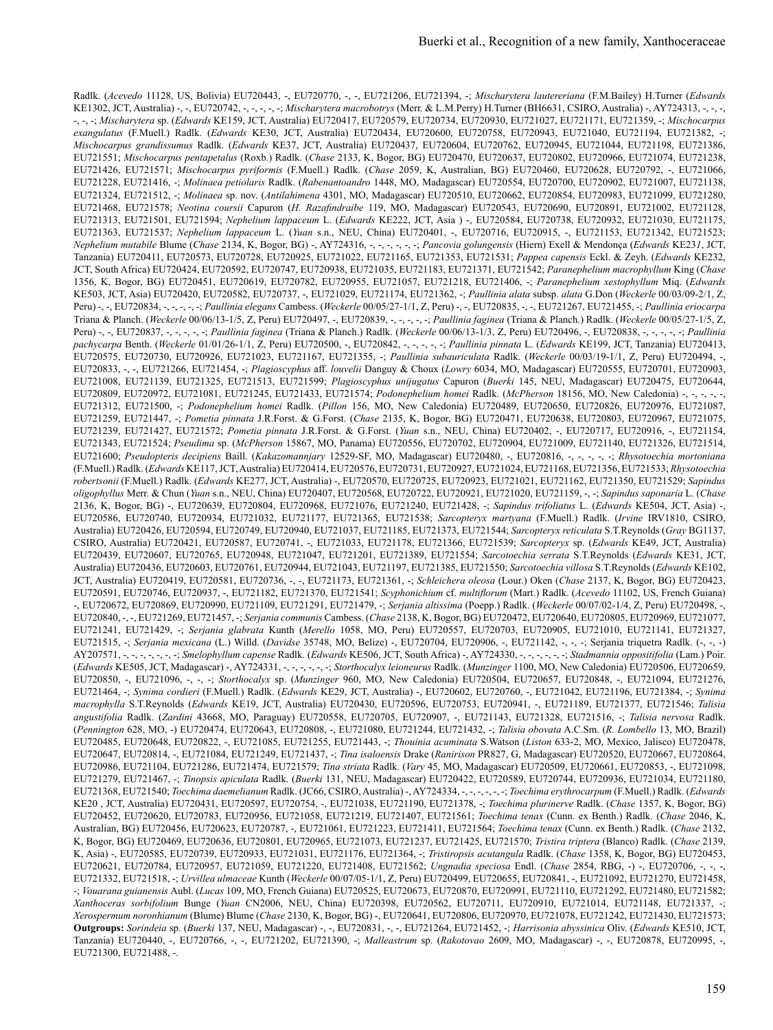Radlk. (*Acevedo* 11128, US, Bolivia) EU720443, -, EU720770, -, -, EU721206, EU721394, -; *Mischarytera lautereriana* (F.M.Bailey) H.Turner (*Edwards* KE1302, JCT, Australia) -, -, EU720742, -, -, -, -, -; *Mischarytera macrobotrys* (Merr. & L.M.Perry) H.Turner (BH6631, CSIRO, Australia) -, AY724313, -, -, -, -, -, -; *Mischarytera* sp. (*Edwards* KE159, JCT, Australia) EU720417, EU720579, EU720734, EU720930, EU721027, EU721171, EU721359, -; *Mischocarpus exangulatus* (F.Muell.) Radlk. (*Edwards* KE30, JCT, Australia) EU720434, EU720600, EU720758, EU720943, EU721040, EU721194, EU721382, -; *Mischocarpus grandissumus* Radlk. (*Edwards* KE37, JCT, Australia) EU720437, EU720604, EU720762, EU720945, EU721044, EU721198, EU721386, EU721551; *Mischocarpus pentapetalus* (Roxb.) Radlk. (*Chase* 2133, K, Bogor, BG) EU720470, EU720637, EU720802, EU720966, EU721074, EU721238, EU721426, EU721571; *Mischocarpus pyriformis* (F.Muell.) Radlk. (*Chase* 2059, K, Australian, BG) EU720460, EU720628, EU720792, -, EU721066, EU721228, EU721416, -; *Molinaea petiolaris* Radlk. (*Rabenantoandro* 1448, MO, Madagascar) EU720554, EU720700, EU720902, EU721007, EU721138, EU721324, EU721512, -; *Molinaea* sp. nov. (*Antilahimena* 4301, MO, Madagascar) EU720510, EU720662, EU720854, EU720983, EU721099, EU721280, EU721468, EU721578; *Neotina coursii* Capuron (*H. Razafindraibe* 119, MO, Madagascar) EU720543, EU720690, EU720891, EU721002, EU721128, EU721313, EU721501, EU721594; *Nephelium lappaceum* L. (*Edwards* KE222, JCT, Asia ) -, EU720584, EU720738, EU720932, EU721030, EU721175, EU721363, EU721537; *Nephelium lappaceum* L. (*Yuan* s.n., NEU, China) EU720401, -, EU720716, EU720915, -, EU721153, EU721342, EU721523; *Nephelium mutabile* Blume (*Chase* 2134, K, Bogor, BG) -, AY724316, -, -, -, -, -, -; *Pancovia golungensis* (Hiern) Exell & Mendonça (*Edwards* KE231, JCT, Tanzania) EU720411, EU720573, EU720728, EU720925, EU721022, EU721165, EU721353, EU721531; *Pappea capensis* Eckl. & Zeyh. (*Edwards* KE232, JCT, South Africa) EU720424, EU720592, EU720747, EU720938, EU721035, EU721183, EU721371, EU721542; *Paranephelium macrophyllum* King (*Chase* 1356, K, Bogor, BG) EU720451, EU720619, EU720782, EU720955, EU721057, EU721218, EU721406, -; *Paranephelium xestophyllum* Miq. (*Edwards* KE503, JCT, Asia) EU720420, EU720582, EU720737, -, EU721029, EU721174, EU721362, -; *Paullinia alata* subsp. *alata* G.Don (*Weckerle* 00/03/09-2/1, Z, Peru) -, -, EU720834, -, -, -, -, -; *Paullinia elegans* Cambess. (*Weckerle* 00/05/27-1/1, Z, Peru) -, -, EU720835, -, -, EU721267, EU721455, -; *Paullinia eriocarpa* Triana & Planch. (*Weckerle* 00/06/13-1/5, Z, Peru) EU720497, -, EU720839, -, -, -, -, -; *Paullinia faginea* (Triana & Planch.) Radlk. (*Weckerle* 00/05/27-1/5, Z, Peru) -, -, EU720837, -, -, -, -, -; *Paullinia faginea* (Triana & Planch.) Radlk. (*Weckerle* 00/06/13-1/3, Z, Peru) EU720496, -, EU720838, -, -, -, -, -; *Paullinia pachycarpa* Benth. (*Weckerle* 01/01/26-1/1, Z, Peru) EU720500, -, EU720842, -, -, -, -, -; *Paullinia pinnata* L. (*Edwards* KE199, JCT, Tanzania) EU720413, EU720575, EU720730, EU720926, EU721023, EU721167, EU721355, -; *Paullinia subauriculata* Radlk. (*Weckerle* 00/03/19-1/1, Z, Peru) EU720494, -, EU720833, -, -, EU721266, EU721454, -; *Plagioscyphus* aff. *louvelii* Danguy & Choux (*Lowry* 6034, MO, Madagascar) EU720555, EU720701, EU720903, EU721008, EU721139, EU721325, EU721513, EU721599; *Plagioscyphus unijugatus* Capuron (*Buerki* 145, NEU, Madagascar) EU720475, EU720644, EU720809, EU720972, EU721081, EU721245, EU721433, EU721574; *Podonephelium homei* Radlk. (*McPherson* 18156, MO, New Caledonia) -, -, -, -, -, EU721312, EU721500, -; *Podonephelium homei* Radlk. (*Pillon* 156, MO, New Caledonia) EU720489, EU720650, EU720826, EU720976, EU721087, EU721259, EU721447, -; *Pometia pinnata* J.R.Forst. & G.Forst. (*Chase* 2135, K, Bogor, BG) EU720471, EU720638, EU720803, EU720967, EU721075, EU721239, EU721427, EU721572; *Pometia pinnata* J.R.Forst. & G.Forst. (*Yuan* s.n., NEU, China) EU720402, -, EU720717, EU720916, -, EU721154, EU721343, EU721524; *Pseudima* sp. (*McPherson* 15867, MO, Panama) EU720556, EU720702, EU720904, EU721009, EU721140, EU721326, EU721514, EU721600; *Pseudopteris decipiens* Baill. (*Kakazomannjary* 12529-SF, MO, Madagascar) EU720480, -, EU720816, -, -, -, -, -; *Rhysotoechia mortoniana* (F.Muell.) Radlk. (*Edwards* KE117, JCT, Australia) EU720414, EU720576, EU720731, EU720927, EU721024, EU721168, EU721356, EU721533; *Rhysotoechia robertsonii* (F.Muell.) Radlk. (*Edwards* KE277, JCT, Australia) -, EU720570, EU720725, EU720923, EU721021, EU721162, EU721350, EU721529; *Sapindus oligophyllus* Merr. & Chun (*Yuan* s.n., NEU, China) EU720407, EU720568, EU720722, EU720921, EU721020, EU721159, -, -; *Sapindus saponaria* L. (*Chase* 2136, K, Bogor, BG) -, EU720639, EU720804, EU720968, EU721076, EU721240, EU721428, -; *Sapindus trifoliatus* L. (*Edwards* KE504, JCT, Asia) -, EU720586, EU720740, EU720934, EU721032, EU721177, EU721365, EU721538; *Sarcopteryx martyana* (F.Muell.) Radlk. (*Irvine* IRV1810, CSIRO, Australia) EU720426, EU720594, EU720749, EU720940, EU721037, EU721185, EU721373, EU721544; *Sarcopteryx reticulata* S.T.Reynolds (*Gray* BG1137, CSIRO, Australia) EU720421, EU720587, EU720741, -, EU721033, EU721178, EU721366, EU721539; *Sarcopteryx* sp. (*Edwards* KE49, JCT, Australia) EU720439, EU720607, EU720765, EU720948, EU721047, EU721201, EU721389, EU721554; *Sarcotoechia serrata* S.T.Reynolds (*Edwards* KE31, JCT, Australia) EU720436, EU720603, EU720761, EU720944, EU721043, EU721197, EU721385, EU721550; *Sarcotoechia villosa* S.T.Reynolds (*Edwards* KE102, JCT, Australia) EU720419, EU720581, EU720736, -, -, EU721173, EU721361, -; *Schleichera oleosa* (Lour.) Oken (*Chase* 2137, K, Bogor, BG) EU720423, EU720591, EU720746, EU720937, -, EU721182, EU721370, EU721541; *Scyphonichium* cf. *multiflorum* (Mart.) Radlk. (*Acevedo* 11102, US, French Guiana) -, EU720672, EU720869, EU720990, EU721109, EU721291, EU721479, -; *Serjania altissima* (Poepp.) Radlk. (*Weckerle* 00/07/02-1/4, Z, Peru) EU720498, -, EU720840, -, -, EU721269, EU721457, -; *Serjania communis* Cambess. (*Chase* 2138, K, Bogor, BG) EU720472, EU720640, EU720805, EU720969, EU721077, EU721241, EU721429, -; *Serjania glabrata* Kunth (*Merello* 1058, MO, Peru) EU720557, EU720703, EU720905, EU721010, EU721141, EU721327, EU721515, -; *Serjania mexicana* (L.) Willd. (*Davidse* 35748, MO, Belize) -, EU720704, EU720906, -, EU721142, -, -, -; Serjania triquetra Radlk. (-, -, -) AY207571, -, -, -, -, -, -, -; *Smelophyllum capense* Radlk. (*Edwards* KE506, JCT, South Africa) -, AY724330, -, -, -, -, -, -; *Stadmannia oppositifolia* (Lam.) Poir. (*Edwards* KE505, JCT, Madagascar) -, AY724331, -, -, -, -, -, -; *Storthocalyx leioneurus* Radlk. (*Munzinger* 1100, MO, New Caledonia) EU720506, EU720659, EU720850, -, EU721096, -, -, -; *Storthocalyx* sp. (*Munzinger* 960, MO, New Caledonia) EU720504, EU720657, EU720848, -, EU721094, EU721276, EU721464, -; *Synima cordieri* (F.Muell.) Radlk. (*Edwards* KE29, JCT, Australia) -, EU720602, EU720760, -, EU721042, EU721196, EU721384, -; *Synima macrophylla* S.T.Reynolds (*Edwards* KE19, JCT, Australia) EU720430, EU720596, EU720753, EU720941, -, EU721189, EU721377, EU721546; *Talisia angustifolia* Radlk. (*Zardini* 43668, MO, Paraguay) EU720558, EU720705, EU720907, -, EU721143, EU721328, EU721516, -; *Talisia nervosa* Radlk. (*Pennington* 628, MO, -) EU720474, EU720643, EU720808, -, EU721080, EU721244, EU721432, -; *Talisia obovata* A.C.Sm. (*R. Lombello* 13, MO, Brazil) EU720485, EU720648, EU720822, -, EU721085, EU721255, EU721443, -; *Thouinia acuminata* S.Watson (*Liston* 633-2, MO, Mexico, Jalisco) EU720478, EU720647, EU720814, -, EU721084, EU721249, EU721437, -; *Tina isaloensis* Drake (*Ranirison* PR827, G, Madagascar) EU720520, EU720667, EU720864, EU720986, EU721104, EU721286, EU721474, EU721579; *Tina striata* Radlk. (*Vary* 45, MO, Madagascar) EU720509, EU720661, EU720853, -, EU721098, EU721279, EU721467, -; *Tinopsis apiculata* Radlk. (*Buerki* 131, NEU, Madagascar) EU720422, EU720589, EU720744, EU720936, EU721034, EU721180, EU721368, EU721540; *Toechima daemelianum* Radlk. (JC66, CSIRO, Australia) -, AY724334, -, -, -, -, -, -; *Toechima erythrocarpum* (F.Muell.) Radlk. (*Edwards* KE20 , JCT, Australia) EU720431, EU720597, EU720754, -, EU721038, EU721190, EU721378, -; *Toechima plurinerve* Radlk. (*Chase* 1357, K, Bogor, BG) EU720452, EU720620, EU720783, EU720956, EU721058, EU721219, EU721407, EU721561; *Toechima tenax* (Cunn. ex Benth.) Radlk. (*Chase* 2046, K, Australian, BG) EU720456, EU720623, EU720787, -, EU721061, EU721223, EU721411, EU721564; *Toechima tenax* (Cunn. ex Benth.) Radlk. (*Chase* 2132, K, Bogor, BG) EU720469, EU720636, EU720801, EU720965, EU721073, EU721237, EU721425, EU721570; *Tristira triptera* (Blanco) Radlk. (*Chase* 2139, K, Asia) -, EU720585, EU720739, EU720933, EU721031, EU721176, EU721364, -; *Tristiropsis acutangula* Radlk. (*Chase* 1358, K, Bogor, BG) EU720453, EU720621, EU720784, EU720957, EU721059, EU721220, EU721408, EU721562; *Ungnadia speciosa* Endl. (*Chase* 2854, RBG, -) -, EU720706, -, -, -, EU721332, EU721518, -; *Urvillea ulmaceae* Kunth (*Weckerle* 00/07/05-1/1, Z, Peru) EU720499, EU720655, EU720841, -, EU721092, EU721270, EU721458, -; *Vouarana guianensis* Aubl. (*Lucas* 109, MO, French Guiana) EU720525, EU720673, EU720870, EU720991, EU721110, EU721292, EU721480, EU721582; *Xanthoceras sorbifolium* Bunge (*Yuan* CN2006, NEU, China) EU720398, EU720562, EU720711, EU720910, EU721014, EU721148, EU721337, -; *Xerospermum noronhianum* (Blume) Blume (*Chase* 2130, K, Bogor, BG) -, EU720641, EU720806, EU720970, EU721078, EU721242, EU721430, EU721573; **Outgroups:** *Sorindeia* sp. (*Buerki* 137, NEU, Madagascar) -, -, EU720831, -, -, EU721264, EU721452, -; *Harrisonia abyssinica* Oliv. (*Edwards* KE510, JCT, Tanzania) EU720440, -, EU720766, -, -, EU721202, EU721390, -; *Malleastrum* sp. (*Rakotovao* 2609, MO, Madagascar) -, -, EU720878, EU720995, -, EU721300, EU721488, -.